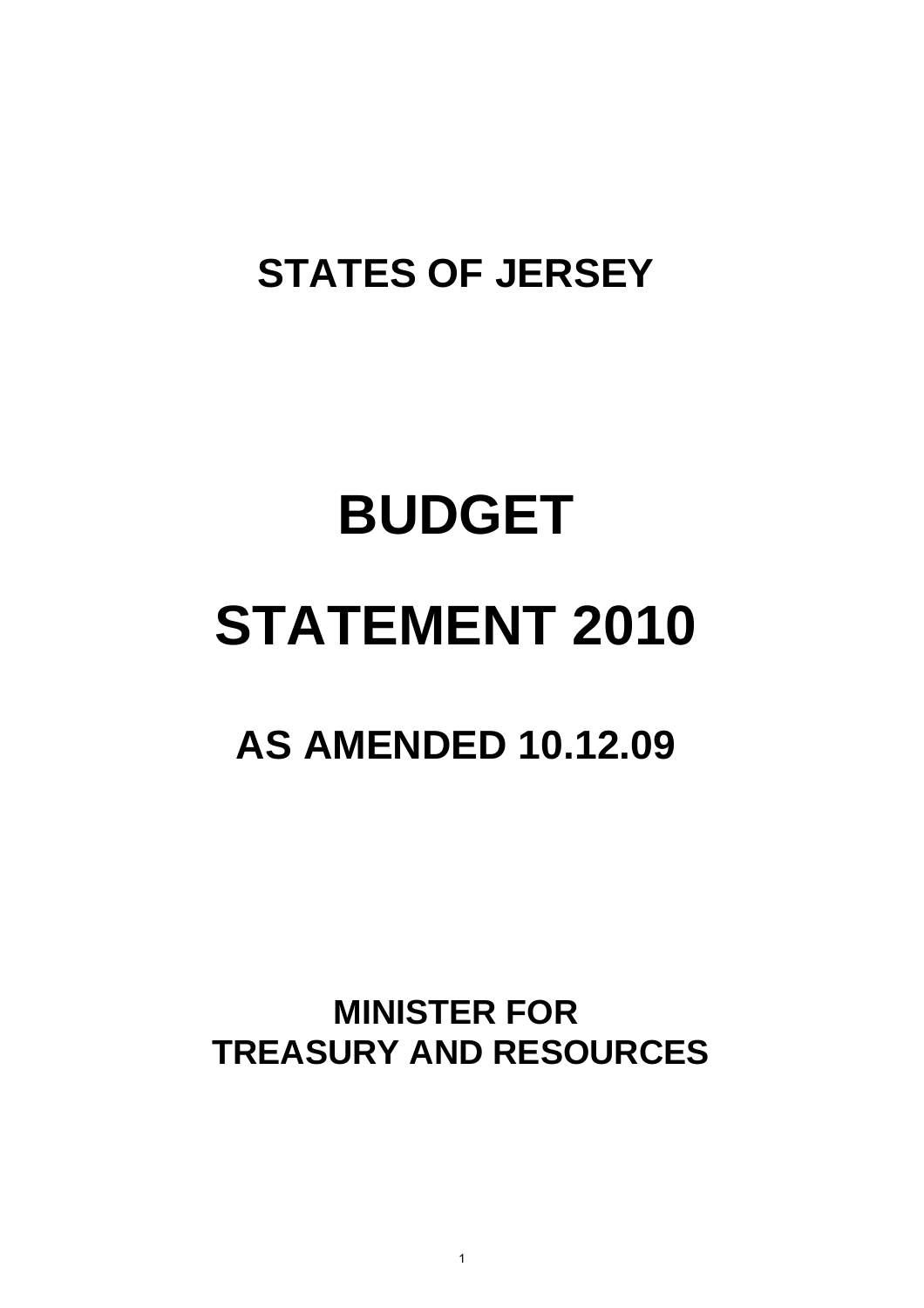# STATES OF JERSEY

# BUDGET

# STATEMENT 2010

## AS AMENDED 10.12.09

### MINISTER FOR
### TREASURY AND RESOURCES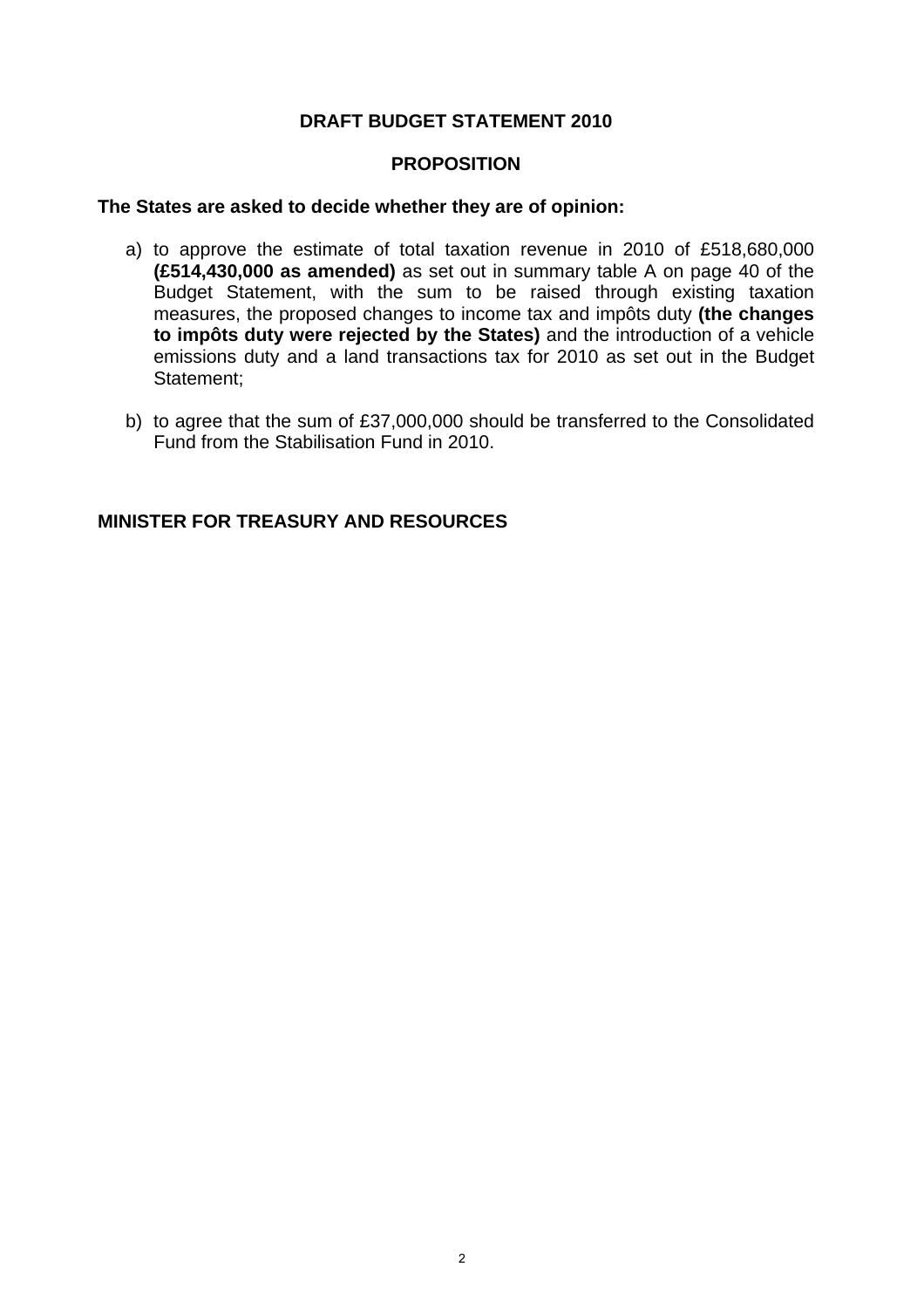# DRAFT BUDGET STATEMENT 2010

## PROPOSITION

**The States are asked to decide whether they are of opinion:**

a) to approve the estimate of total taxation revenue in 2010 of £518,680,000 **(£514,430,000 as amended)** as set out in summary table A on page 40 of the Budget Statement, with the sum to be raised through existing taxation measures, the proposed changes to income tax and impôts duty **(the changes to impôts duty were rejected by the States)** and the introduction of a vehicle emissions duty and a land transactions tax for 2010 as set out in the Budget Statement;

b) to agree that the sum of £37,000,000 should be transferred to the Consolidated Fund from the Stabilisation Fund in 2010.

**MINISTER FOR TREASURY AND RESOURCES**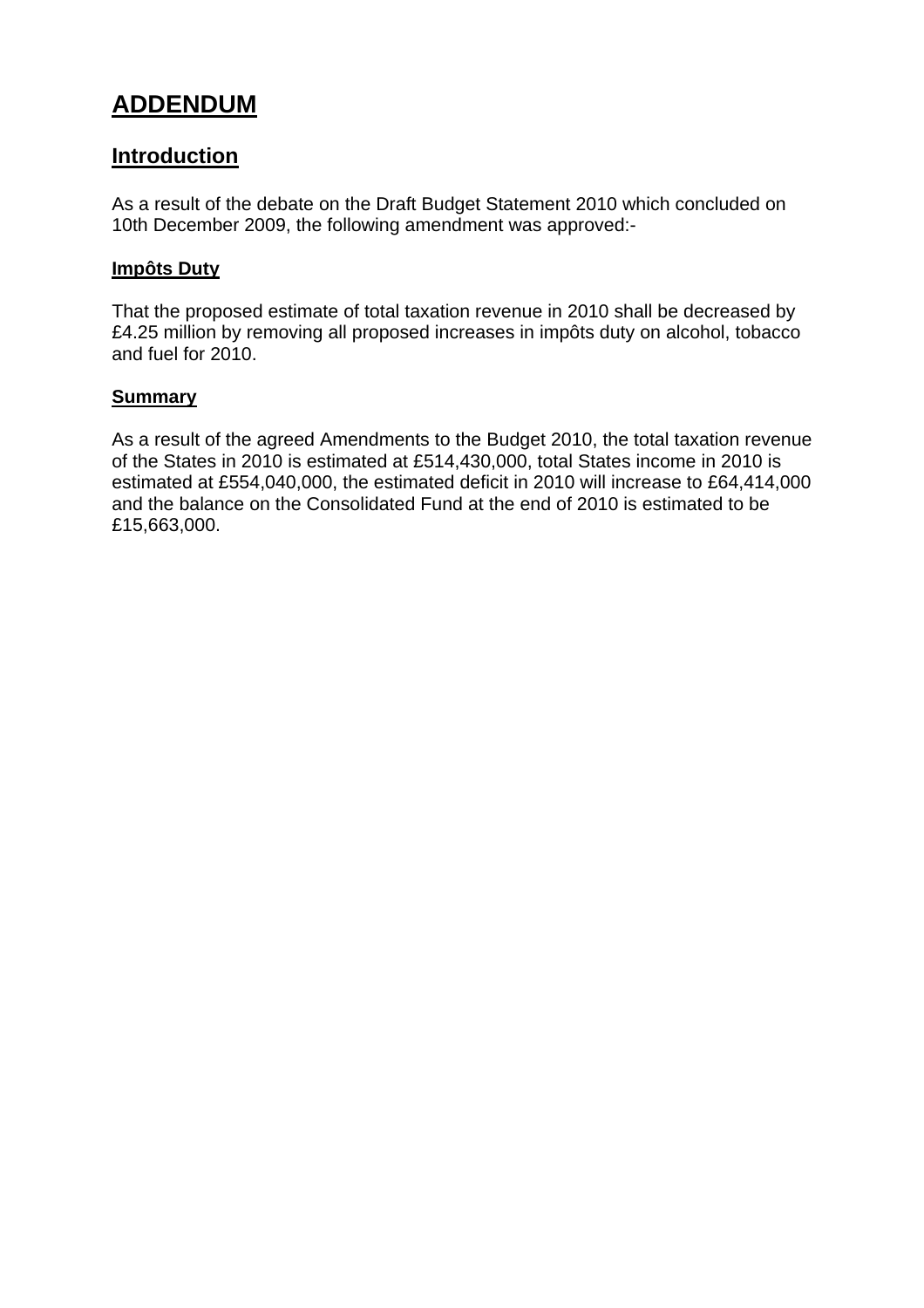# ADDENDUM

## Introduction

As a result of the debate on the Draft Budget Statement 2010 which concluded on 10th December 2009, the following amendment was approved:-

### Impôts Duty

That the proposed estimate of total taxation revenue in 2010 shall be decreased by £4.25 million by removing all proposed increases in impôts duty on alcohol, tobacco and fuel for 2010.

### Summary

As a result of the agreed Amendments to the Budget 2010, the total taxation revenue of the States in 2010 is estimated at £514,430,000, total States income in 2010 is estimated at £554,040,000, the estimated deficit in 2010 will increase to £64,414,000 and the balance on the Consolidated Fund at the end of 2010 is estimated to be £15,663,000.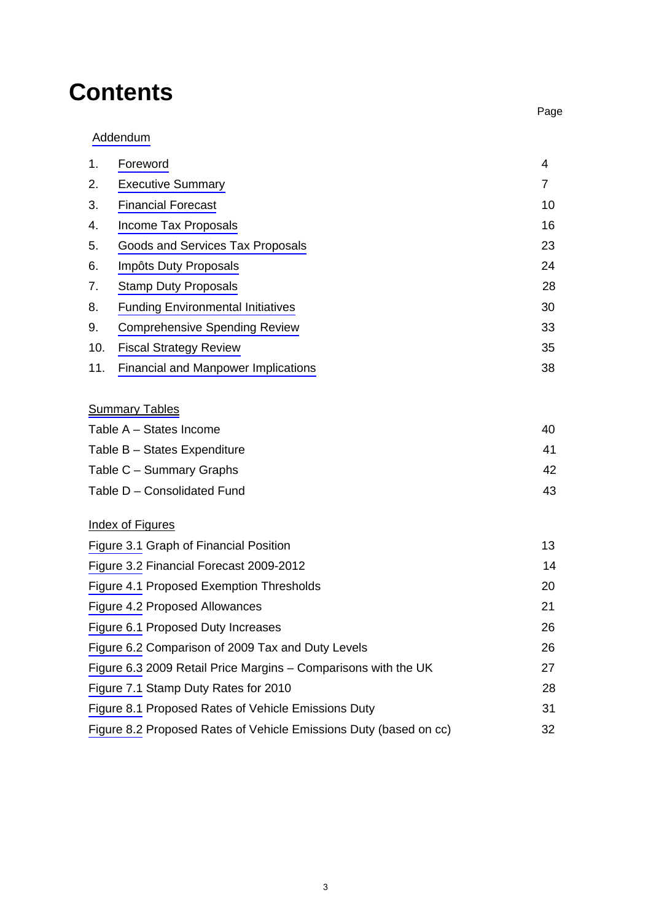# Contents

| | | Page |
|---|---|---|
| | Addendum | |
| 1. | Foreword | 4 |
| 2. | Executive Summary | 7 |
| 3. | Financial Forecast | 10 |
| 4. | Income Tax Proposals | 16 |
| 5. | Goods and Services Tax Proposals | 23 |
| 6. | Impôts Duty Proposals | 24 |
| 7. | Stamp Duty Proposals | 28 |
| 8. | Funding Environmental Initiatives | 30 |
| 9. | Comprehensive Spending Review | 33 |
| 10. | Fiscal Strategy Review | 35 |
| 11. | Financial and Manpower Implications | 38 |

**Summary Tables**

| | |
|---|---|
| Table A – States Income | 40 |
| Table B – States Expenditure | 41 |
| Table C – Summary Graphs | 42 |
| Table D – Consolidated Fund | 43 |

**Index of Figures**

| | |
|---|---|
| Figure 3.1 Graph of Financial Position | 13 |
| Figure 3.2 Financial Forecast 2009-2012 | 14 |
| Figure 4.1 Proposed Exemption Thresholds | 20 |
| Figure 4.2 Proposed Allowances | 21 |
| Figure 6.1 Proposed Duty Increases | 26 |
| Figure 6.2 Comparison of 2009 Tax and Duty Levels | 26 |
| Figure 6.3 2009 Retail Price Margins – Comparisons with the UK | 27 |
| Figure 7.1 Stamp Duty Rates for 2010 | 28 |
| Figure 8.1 Proposed Rates of Vehicle Emissions Duty | 31 |
| Figure 8.2 Proposed Rates of Vehicle Emissions Duty (based on cc) | 32 |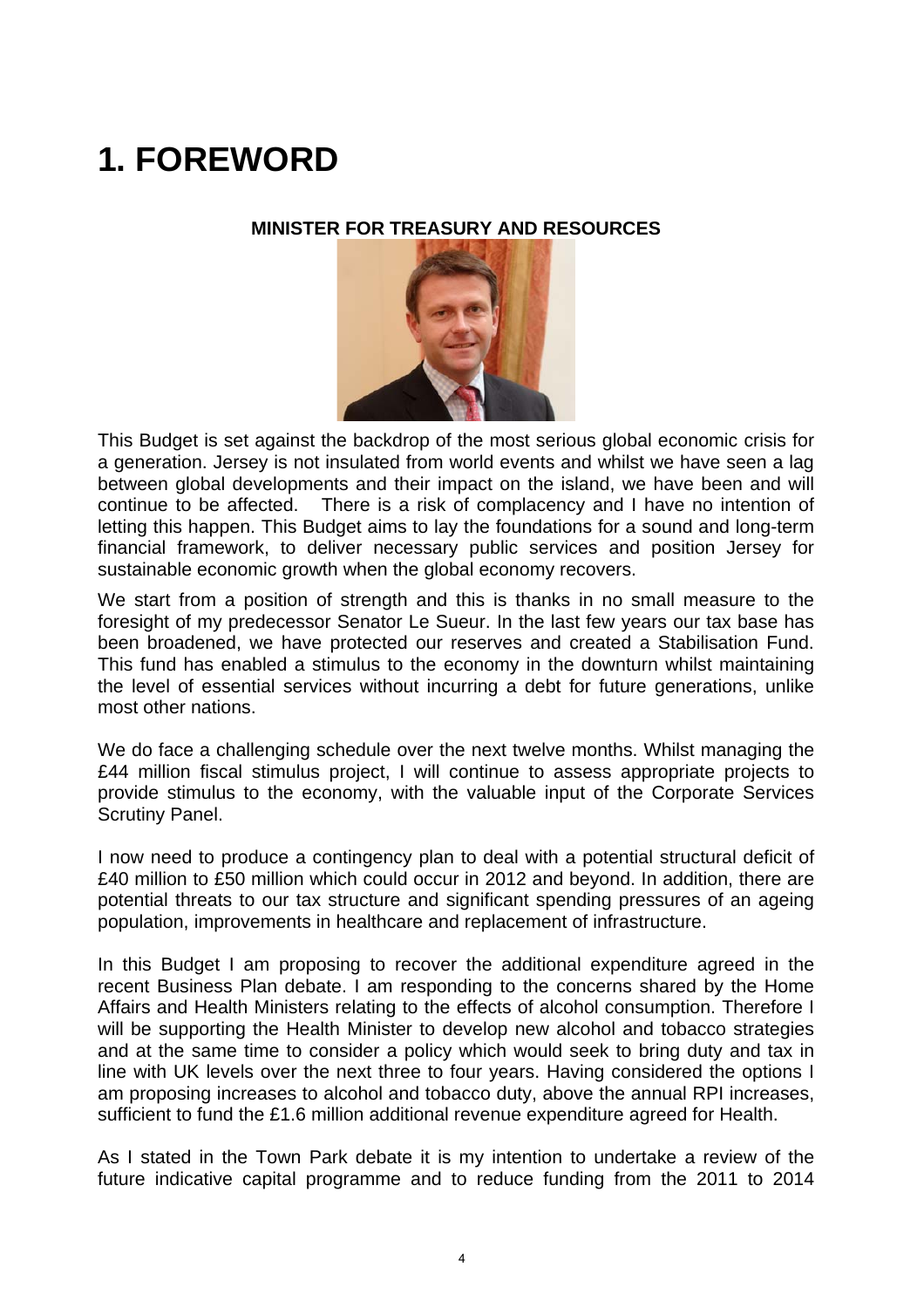# 1. FOREWORD

**MINISTER FOR TREASURY AND RESOURCES**

This Budget is set against the backdrop of the most serious global economic crisis for a generation. Jersey is not insulated from world events and whilst we have seen a lag between global developments and their impact on the island, we have been and will continue to be affected. There is a risk of complacency and I have no intention of letting this happen. This Budget aims to lay the foundations for a sound and long-term financial framework, to deliver necessary public services and position Jersey for sustainable economic growth when the global economy recovers.

We start from a position of strength and this is thanks in no small measure to the foresight of my predecessor Senator Le Sueur. In the last few years our tax base has been broadened, we have protected our reserves and created a Stabilisation Fund. This fund has enabled a stimulus to the economy in the downturn whilst maintaining the level of essential services without incurring a debt for future generations, unlike most other nations.

We do face a challenging schedule over the next twelve months. Whilst managing the £44 million fiscal stimulus project, I will continue to assess appropriate projects to provide stimulus to the economy, with the valuable input of the Corporate Services Scrutiny Panel.

I now need to produce a contingency plan to deal with a potential structural deficit of £40 million to £50 million which could occur in 2012 and beyond. In addition, there are potential threats to our tax structure and significant spending pressures of an ageing population, improvements in healthcare and replacement of infrastructure.

In this Budget I am proposing to recover the additional expenditure agreed in the recent Business Plan debate. I am responding to the concerns shared by the Home Affairs and Health Ministers relating to the effects of alcohol consumption. Therefore I will be supporting the Health Minister to develop new alcohol and tobacco strategies and at the same time to consider a policy which would seek to bring duty and tax in line with UK levels over the next three to four years. Having considered the options I am proposing increases to alcohol and tobacco duty, above the annual RPI increases, sufficient to fund the £1.6 million additional revenue expenditure agreed for Health.

As I stated in the Town Park debate it is my intention to undertake a review of the future indicative capital programme and to reduce funding from the 2011 to 2014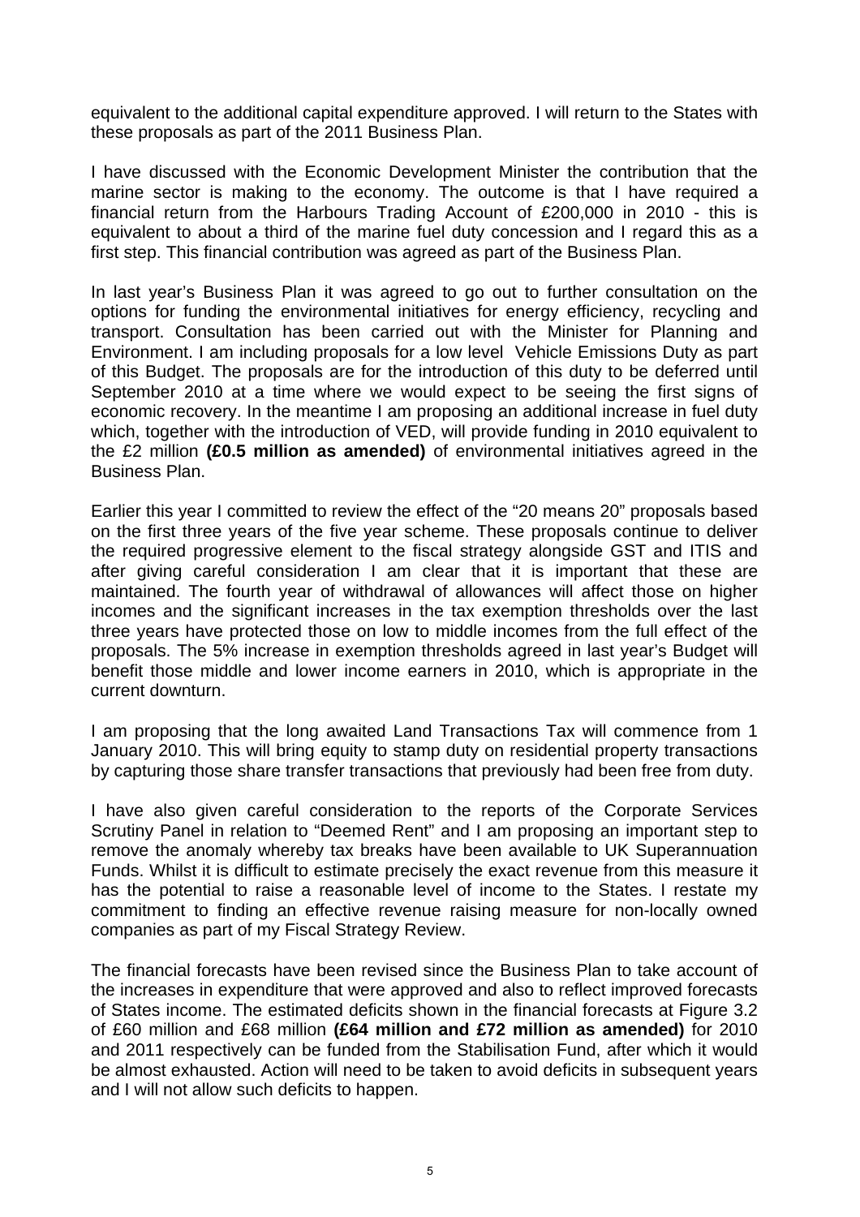equivalent to the additional capital expenditure approved. I will return to the States with these proposals as part of the 2011 Business Plan.

I have discussed with the Economic Development Minister the contribution that the marine sector is making to the economy. The outcome is that I have required a financial return from the Harbours Trading Account of £200,000 in 2010 - this is equivalent to about a third of the marine fuel duty concession and I regard this as a first step. This financial contribution was agreed as part of the Business Plan.

In last year's Business Plan it was agreed to go out to further consultation on the options for funding the environmental initiatives for energy efficiency, recycling and transport. Consultation has been carried out with the Minister for Planning and Environment. I am including proposals for a low level Vehicle Emissions Duty as part of this Budget. The proposals are for the introduction of this duty to be deferred until September 2010 at a time where we would expect to be seeing the first signs of economic recovery. In the meantime I am proposing an additional increase in fuel duty which, together with the introduction of VED, will provide funding in 2010 equivalent to the £2 million **(£0.5 million as amended)** of environmental initiatives agreed in the Business Plan.

Earlier this year I committed to review the effect of the "20 means 20" proposals based on the first three years of the five year scheme. These proposals continue to deliver the required progressive element to the fiscal strategy alongside GST and ITIS and after giving careful consideration I am clear that it is important that these are maintained. The fourth year of withdrawal of allowances will affect those on higher incomes and the significant increases in the tax exemption thresholds over the last three years have protected those on low to middle incomes from the full effect of the proposals. The 5% increase in exemption thresholds agreed in last year's Budget will benefit those middle and lower income earners in 2010, which is appropriate in the current downturn.

I am proposing that the long awaited Land Transactions Tax will commence from 1 January 2010. This will bring equity to stamp duty on residential property transactions by capturing those share transfer transactions that previously had been free from duty.

I have also given careful consideration to the reports of the Corporate Services Scrutiny Panel in relation to "Deemed Rent" and I am proposing an important step to remove the anomaly whereby tax breaks have been available to UK Superannuation Funds. Whilst it is difficult to estimate precisely the exact revenue from this measure it has the potential to raise a reasonable level of income to the States. I restate my commitment to finding an effective revenue raising measure for non-locally owned companies as part of my Fiscal Strategy Review.

The financial forecasts have been revised since the Business Plan to take account of the increases in expenditure that were approved and also to reflect improved forecasts of States income. The estimated deficits shown in the financial forecasts at Figure 3.2 of £60 million and £68 million **(£64 million and £72 million as amended)** for 2010 and 2011 respectively can be funded from the Stabilisation Fund, after which it would be almost exhausted. Action will need to be taken to avoid deficits in subsequent years and I will not allow such deficits to happen.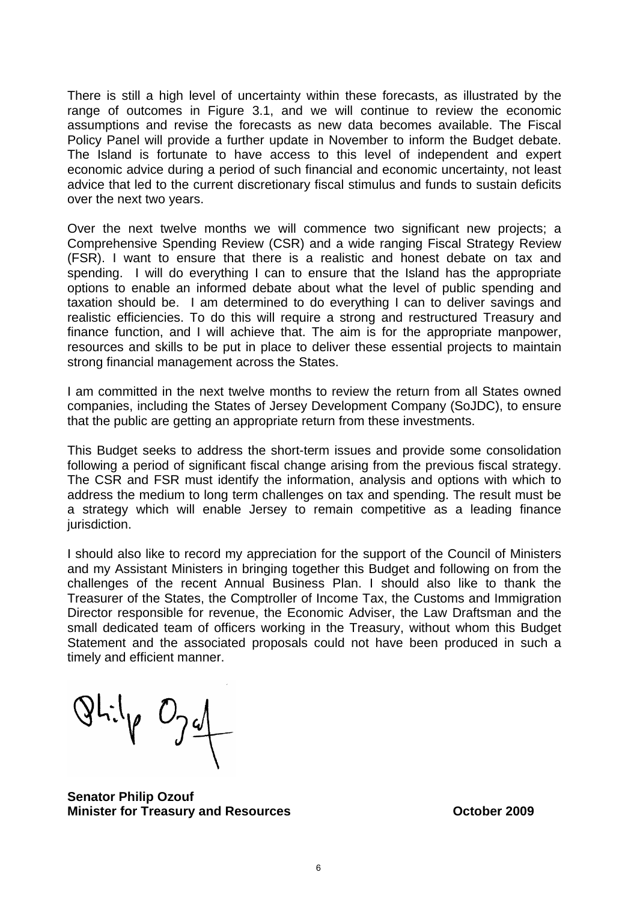There is still a high level of uncertainty within these forecasts, as illustrated by the range of outcomes in Figure 3.1, and we will continue to review the economic assumptions and revise the forecasts as new data becomes available. The Fiscal Policy Panel will provide a further update in November to inform the Budget debate. The Island is fortunate to have access to this level of independent and expert economic advice during a period of such financial and economic uncertainty, not least advice that led to the current discretionary fiscal stimulus and funds to sustain deficits over the next two years.

Over the next twelve months we will commence two significant new projects; a Comprehensive Spending Review (CSR) and a wide ranging Fiscal Strategy Review (FSR). I want to ensure that there is a realistic and honest debate on tax and spending. I will do everything I can to ensure that the Island has the appropriate options to enable an informed debate about what the level of public spending and taxation should be. I am determined to do everything I can to deliver savings and realistic efficiencies. To do this will require a strong and restructured Treasury and finance function, and I will achieve that. The aim is for the appropriate manpower, resources and skills to be put in place to deliver these essential projects to maintain strong financial management across the States.

I am committed in the next twelve months to review the return from all States owned companies, including the States of Jersey Development Company (SoJDC), to ensure that the public are getting an appropriate return from these investments.

This Budget seeks to address the short-term issues and provide some consolidation following a period of significant fiscal change arising from the previous fiscal strategy. The CSR and FSR must identify the information, analysis and options with which to address the medium to long term challenges on tax and spending. The result must be a strategy which will enable Jersey to remain competitive as a leading finance jurisdiction.

I should also like to record my appreciation for the support of the Council of Ministers and my Assistant Ministers in bringing together this Budget and following on from the challenges of the recent Annual Business Plan. I should also like to thank the Treasurer of the States, the Comptroller of Income Tax, the Customs and Immigration Director responsible for revenue, the Economic Adviser, the Law Draftsman and the small dedicated team of officers working in the Treasury, without whom this Budget Statement and the associated proposals could not have been produced in such a timely and efficient manner.

Philip Ozouf

**Senator Philip Ozouf**
**Minister for Treasury and Resources** **October 2009**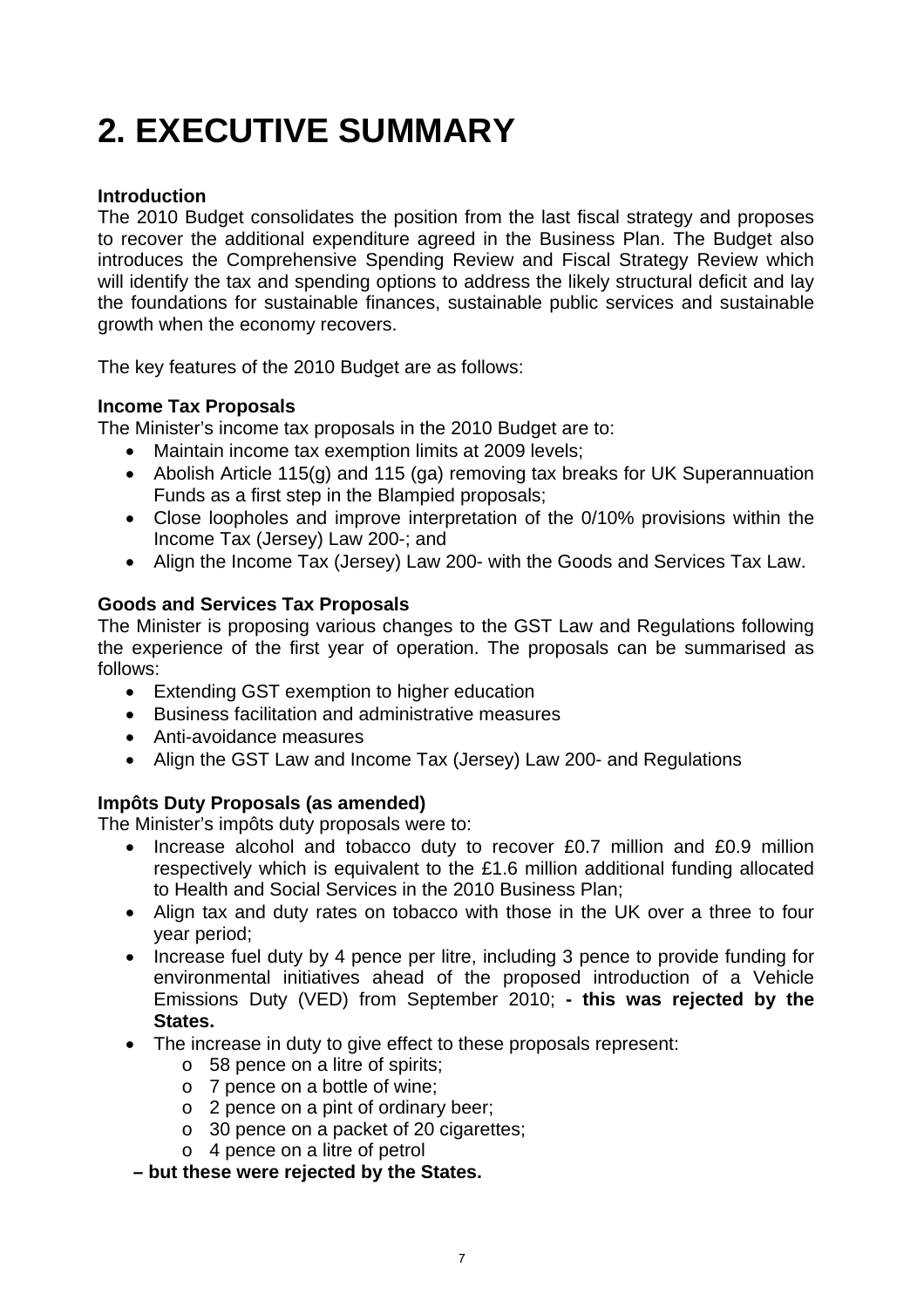# 2. EXECUTIVE SUMMARY

**Introduction**

The 2010 Budget consolidates the position from the last fiscal strategy and proposes to recover the additional expenditure agreed in the Business Plan. The Budget also introduces the Comprehensive Spending Review and Fiscal Strategy Review which will identify the tax and spending options to address the likely structural deficit and lay the foundations for sustainable finances, sustainable public services and sustainable growth when the economy recovers.

The key features of the 2010 Budget are as follows:

**Income Tax Proposals**

The Minister's income tax proposals in the 2010 Budget are to:

- Maintain income tax exemption limits at 2009 levels;
- Abolish Article 115(g) and 115 (ga) removing tax breaks for UK Superannuation Funds as a first step in the Blampied proposals;
- Close loopholes and improve interpretation of the 0/10% provisions within the Income Tax (Jersey) Law 200-; and
- Align the Income Tax (Jersey) Law 200- with the Goods and Services Tax Law.

**Goods and Services Tax Proposals**

The Minister is proposing various changes to the GST Law and Regulations following the experience of the first year of operation. The proposals can be summarised as follows:

- Extending GST exemption to higher education
- Business facilitation and administrative measures
- Anti-avoidance measures
- Align the GST Law and Income Tax (Jersey) Law 200- and Regulations

**Impôts Duty Proposals (as amended)**

The Minister's impôts duty proposals were to:

- Increase alcohol and tobacco duty to recover £0.7 million and £0.9 million respectively which is equivalent to the £1.6 million additional funding allocated to Health and Social Services in the 2010 Business Plan;
- Align tax and duty rates on tobacco with those in the UK over a three to four year period;
- Increase fuel duty by 4 pence per litre, including 3 pence to provide funding for environmental initiatives ahead of the proposed introduction of a Vehicle Emissions Duty (VED) from September 2010; **- this was rejected by the States.**
- The increase in duty to give effect to these proposals represent:
  - 58 pence on a litre of spirits;
  - 7 pence on a bottle of wine;
  - 2 pence on a pint of ordinary beer;
  - 30 pence on a packet of 20 cigarettes;
  - 4 pence on a litre of petrol

**– but these were rejected by the States.**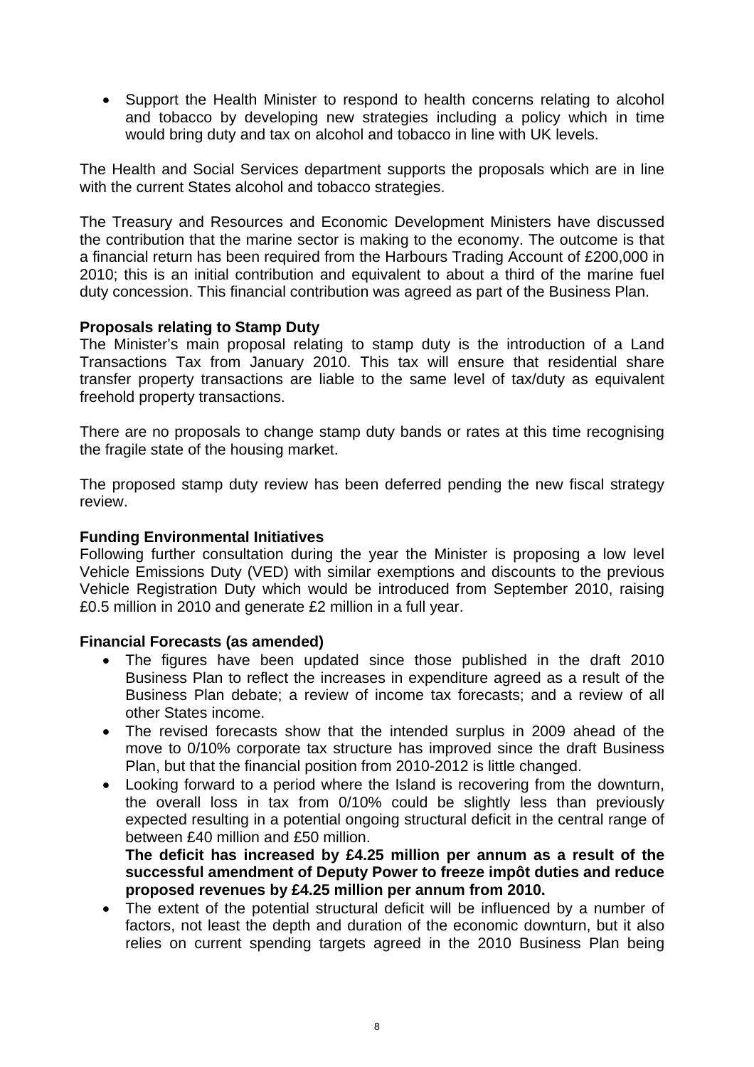- Support the Health Minister to respond to health concerns relating to alcohol and tobacco by developing new strategies including a policy which in time would bring duty and tax on alcohol and tobacco in line with UK levels.

The Health and Social Services department supports the proposals which are in line with the current States alcohol and tobacco strategies.

The Treasury and Resources and Economic Development Ministers have discussed the contribution that the marine sector is making to the economy. The outcome is that a financial return has been required from the Harbours Trading Account of £200,000 in 2010; this is an initial contribution and equivalent to about a third of the marine fuel duty concession. This financial contribution was agreed as part of the Business Plan.

**Proposals relating to Stamp Duty**

The Minister's main proposal relating to stamp duty is the introduction of a Land Transactions Tax from January 2010. This tax will ensure that residential share transfer property transactions are liable to the same level of tax/duty as equivalent freehold property transactions.

There are no proposals to change stamp duty bands or rates at this time recognising the fragile state of the housing market.

The proposed stamp duty review has been deferred pending the new fiscal strategy review.

**Funding Environmental Initiatives**

Following further consultation during the year the Minister is proposing a low level Vehicle Emissions Duty (VED) with similar exemptions and discounts to the previous Vehicle Registration Duty which would be introduced from September 2010, raising £0.5 million in 2010 and generate £2 million in a full year.

**Financial Forecasts (as amended)**

- The figures have been updated since those published in the draft 2010 Business Plan to reflect the increases in expenditure agreed as a result of the Business Plan debate; a review of income tax forecasts; and a review of all other States income.
- The revised forecasts show that the intended surplus in 2009 ahead of the move to 0/10% corporate tax structure has improved since the draft Business Plan, but that the financial position from 2010-2012 is little changed.
- Looking forward to a period where the Island is recovering from the downturn, the overall loss in tax from 0/10% could be slightly less than previously expected resulting in a potential ongoing structural deficit in the central range of between £40 million and £50 million.
  **The deficit has increased by £4.25 million per annum as a result of the successful amendment of Deputy Power to freeze impôt duties and reduce proposed revenues by £4.25 million per annum from 2010.**
- The extent of the potential structural deficit will be influenced by a number of factors, not least the depth and duration of the economic downturn, but it also relies on current spending targets agreed in the 2010 Business Plan being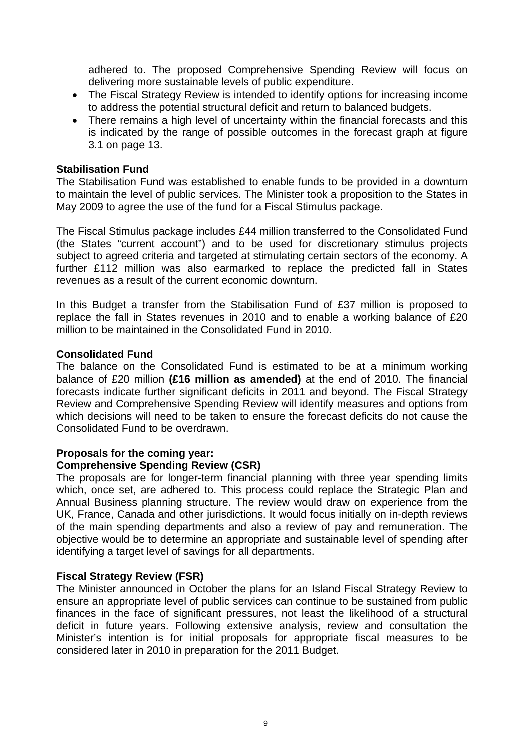adhered to. The proposed Comprehensive Spending Review will focus on delivering more sustainable levels of public expenditure.

- The Fiscal Strategy Review is intended to identify options for increasing income to address the potential structural deficit and return to balanced budgets.
- There remains a high level of uncertainty within the financial forecasts and this is indicated by the range of possible outcomes in the forecast graph at figure 3.1 on page 13.

**Stabilisation Fund**

The Stabilisation Fund was established to enable funds to be provided in a downturn to maintain the level of public services. The Minister took a proposition to the States in May 2009 to agree the use of the fund for a Fiscal Stimulus package.

The Fiscal Stimulus package includes £44 million transferred to the Consolidated Fund (the States "current account") and to be used for discretionary stimulus projects subject to agreed criteria and targeted at stimulating certain sectors of the economy. A further £112 million was also earmarked to replace the predicted fall in States revenues as a result of the current economic downturn.

In this Budget a transfer from the Stabilisation Fund of £37 million is proposed to replace the fall in States revenues in 2010 and to enable a working balance of £20 million to be maintained in the Consolidated Fund in 2010.

**Consolidated Fund**

The balance on the Consolidated Fund is estimated to be at a minimum working balance of £20 million **(£16 million as amended)** at the end of 2010. The financial forecasts indicate further significant deficits in 2011 and beyond. The Fiscal Strategy Review and Comprehensive Spending Review will identify measures and options from which decisions will need to be taken to ensure the forecast deficits do not cause the Consolidated Fund to be overdrawn.

**Proposals for the coming year:**

**Comprehensive Spending Review (CSR)**

The proposals are for longer-term financial planning with three year spending limits which, once set, are adhered to. This process could replace the Strategic Plan and Annual Business planning structure. The review would draw on experience from the UK, France, Canada and other jurisdictions. It would focus initially on in-depth reviews of the main spending departments and also a review of pay and remuneration. The objective would be to determine an appropriate and sustainable level of spending after identifying a target level of savings for all departments.

**Fiscal Strategy Review (FSR)**

The Minister announced in October the plans for an Island Fiscal Strategy Review to ensure an appropriate level of public services can continue to be sustained from public finances in the face of significant pressures, not least the likelihood of a structural deficit in future years. Following extensive analysis, review and consultation the Minister's intention is for initial proposals for appropriate fiscal measures to be considered later in 2010 in preparation for the 2011 Budget.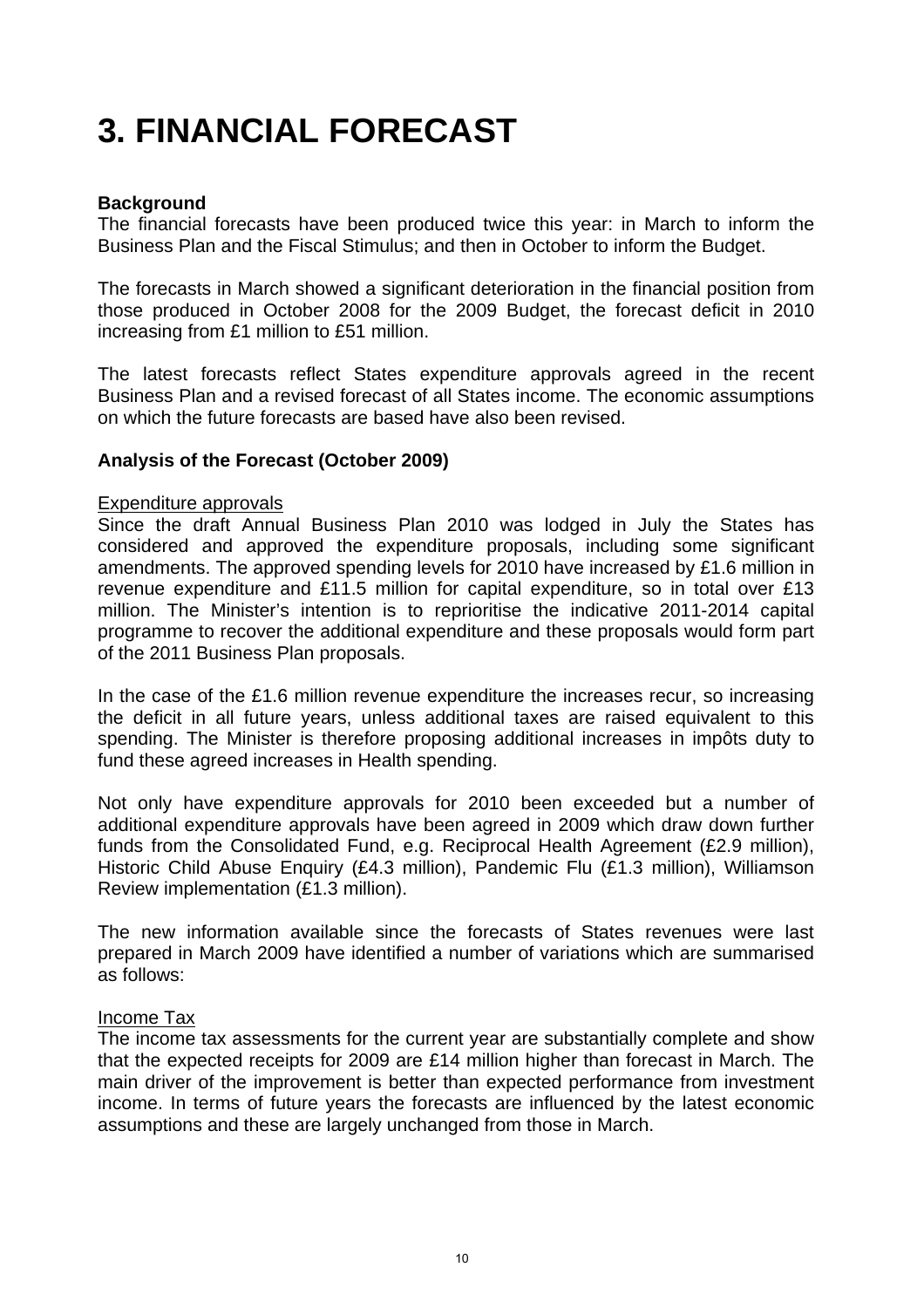# 3. FINANCIAL FORECAST

**Background**

The financial forecasts have been produced twice this year: in March to inform the Business Plan and the Fiscal Stimulus; and then in October to inform the Budget.

The forecasts in March showed a significant deterioration in the financial position from those produced in October 2008 for the 2009 Budget, the forecast deficit in 2010 increasing from £1 million to £51 million.

The latest forecasts reflect States expenditure approvals agreed in the recent Business Plan and a revised forecast of all States income. The economic assumptions on which the future forecasts are based have also been revised.

**Analysis of the Forecast (October 2009)**

Expenditure approvals

Since the draft Annual Business Plan 2010 was lodged in July the States has considered and approved the expenditure proposals, including some significant amendments. The approved spending levels for 2010 have increased by £1.6 million in revenue expenditure and £11.5 million for capital expenditure, so in total over £13 million. The Minister's intention is to reprioritise the indicative 2011-2014 capital programme to recover the additional expenditure and these proposals would form part of the 2011 Business Plan proposals.

In the case of the £1.6 million revenue expenditure the increases recur, so increasing the deficit in all future years, unless additional taxes are raised equivalent to this spending. The Minister is therefore proposing additional increases in impôts duty to fund these agreed increases in Health spending.

Not only have expenditure approvals for 2010 been exceeded but a number of additional expenditure approvals have been agreed in 2009 which draw down further funds from the Consolidated Fund, e.g. Reciprocal Health Agreement (£2.9 million), Historic Child Abuse Enquiry (£4.3 million), Pandemic Flu (£1.3 million), Williamson Review implementation (£1.3 million).

The new information available since the forecasts of States revenues were last prepared in March 2009 have identified a number of variations which are summarised as follows:

Income Tax

The income tax assessments for the current year are substantially complete and show that the expected receipts for 2009 are £14 million higher than forecast in March. The main driver of the improvement is better than expected performance from investment income. In terms of future years the forecasts are influenced by the latest economic assumptions and these are largely unchanged from those in March.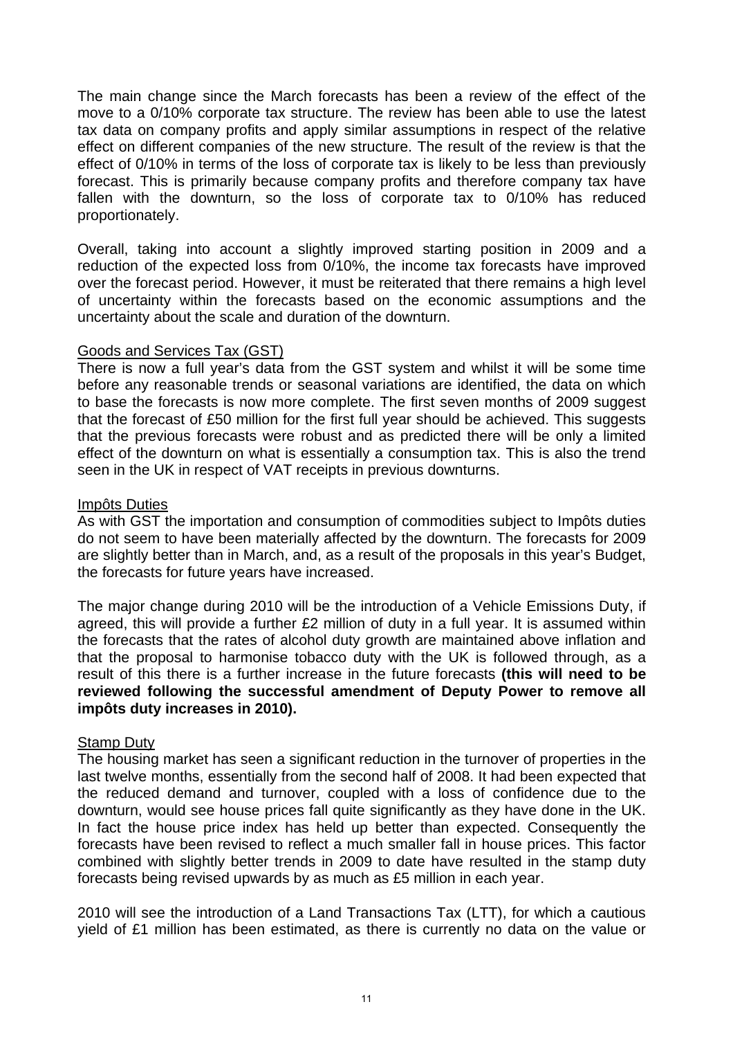The main change since the March forecasts has been a review of the effect of the move to a 0/10% corporate tax structure. The review has been able to use the latest tax data on company profits and apply similar assumptions in respect of the relative effect on different companies of the new structure. The result of the review is that the effect of 0/10% in terms of the loss of corporate tax is likely to be less than previously forecast. This is primarily because company profits and therefore company tax have fallen with the downturn, so the loss of corporate tax to 0/10% has reduced proportionately.

Overall, taking into account a slightly improved starting position in 2009 and a reduction of the expected loss from 0/10%, the income tax forecasts have improved over the forecast period. However, it must be reiterated that there remains a high level of uncertainty within the forecasts based on the economic assumptions and the uncertainty about the scale and duration of the downturn.

Goods and Services Tax (GST)

There is now a full year's data from the GST system and whilst it will be some time before any reasonable trends or seasonal variations are identified, the data on which to base the forecasts is now more complete. The first seven months of 2009 suggest that the forecast of £50 million for the first full year should be achieved. This suggests that the previous forecasts were robust and as predicted there will be only a limited effect of the downturn on what is essentially a consumption tax. This is also the trend seen in the UK in respect of VAT receipts in previous downturns.

Impôts Duties

As with GST the importation and consumption of commodities subject to Impôts duties do not seem to have been materially affected by the downturn. The forecasts for 2009 are slightly better than in March, and, as a result of the proposals in this year's Budget, the forecasts for future years have increased.

The major change during 2010 will be the introduction of a Vehicle Emissions Duty, if agreed, this will provide a further £2 million of duty in a full year. It is assumed within the forecasts that the rates of alcohol duty growth are maintained above inflation and that the proposal to harmonise tobacco duty with the UK is followed through, as a result of this there is a further increase in the future forecasts **(this will need to be reviewed following the successful amendment of Deputy Power to remove all impôts duty increases in 2010).**

Stamp Duty

The housing market has seen a significant reduction in the turnover of properties in the last twelve months, essentially from the second half of 2008. It had been expected that the reduced demand and turnover, coupled with a loss of confidence due to the downturn, would see house prices fall quite significantly as they have done in the UK. In fact the house price index has held up better than expected. Consequently the forecasts have been revised to reflect a much smaller fall in house prices. This factor combined with slightly better trends in 2009 to date have resulted in the stamp duty forecasts being revised upwards by as much as £5 million in each year.

2010 will see the introduction of a Land Transactions Tax (LTT), for which a cautious yield of £1 million has been estimated, as there is currently no data on the value or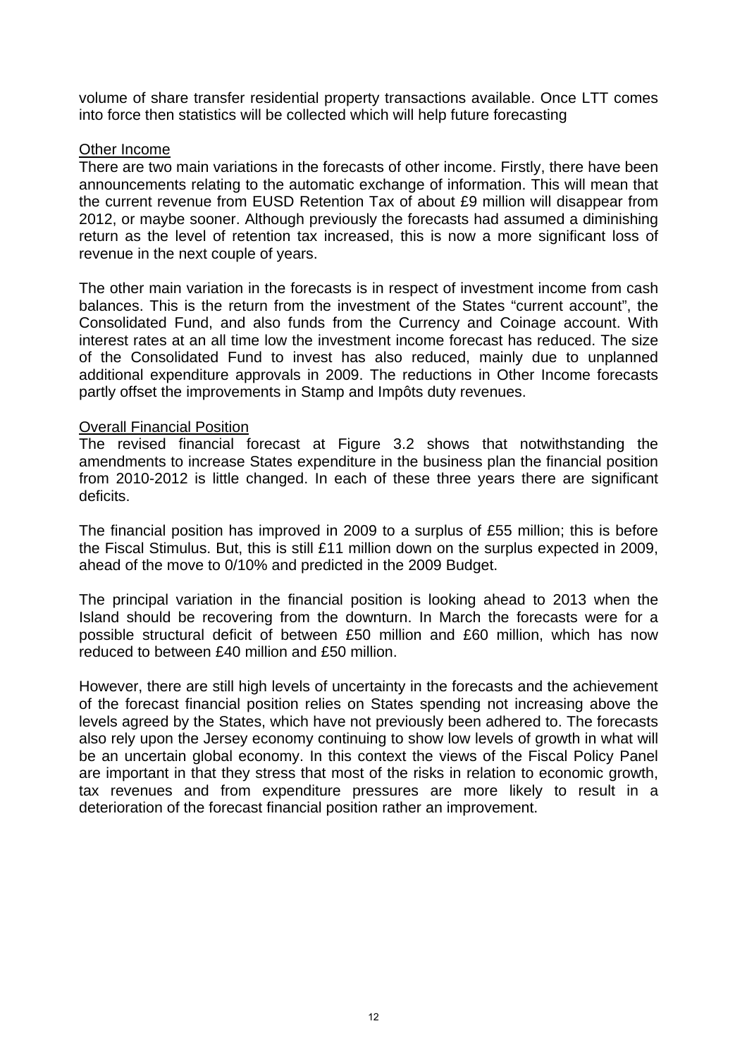volume of share transfer residential property transactions available. Once LTT comes into force then statistics will be collected which will help future forecasting

Other Income

There are two main variations in the forecasts of other income. Firstly, there have been announcements relating to the automatic exchange of information. This will mean that the current revenue from EUSD Retention Tax of about £9 million will disappear from 2012, or maybe sooner. Although previously the forecasts had assumed a diminishing return as the level of retention tax increased, this is now a more significant loss of revenue in the next couple of years.

The other main variation in the forecasts is in respect of investment income from cash balances. This is the return from the investment of the States "current account", the Consolidated Fund, and also funds from the Currency and Coinage account. With interest rates at an all time low the investment income forecast has reduced. The size of the Consolidated Fund to invest has also reduced, mainly due to unplanned additional expenditure approvals in 2009. The reductions in Other Income forecasts partly offset the improvements in Stamp and Impôts duty revenues.

Overall Financial Position

The revised financial forecast at Figure 3.2 shows that notwithstanding the amendments to increase States expenditure in the business plan the financial position from 2010-2012 is little changed. In each of these three years there are significant deficits.

The financial position has improved in 2009 to a surplus of £55 million; this is before the Fiscal Stimulus. But, this is still £11 million down on the surplus expected in 2009, ahead of the move to 0/10% and predicted in the 2009 Budget.

The principal variation in the financial position is looking ahead to 2013 when the Island should be recovering from the downturn. In March the forecasts were for a possible structural deficit of between £50 million and £60 million, which has now reduced to between £40 million and £50 million.

However, there are still high levels of uncertainty in the forecasts and the achievement of the forecast financial position relies on States spending not increasing above the levels agreed by the States, which have not previously been adhered to. The forecasts also rely upon the Jersey economy continuing to show low levels of growth in what will be an uncertain global economy. In this context the views of the Fiscal Policy Panel are important in that they stress that most of the risks in relation to economic growth, tax revenues and from expenditure pressures are more likely to result in a deterioration of the forecast financial position rather an improvement.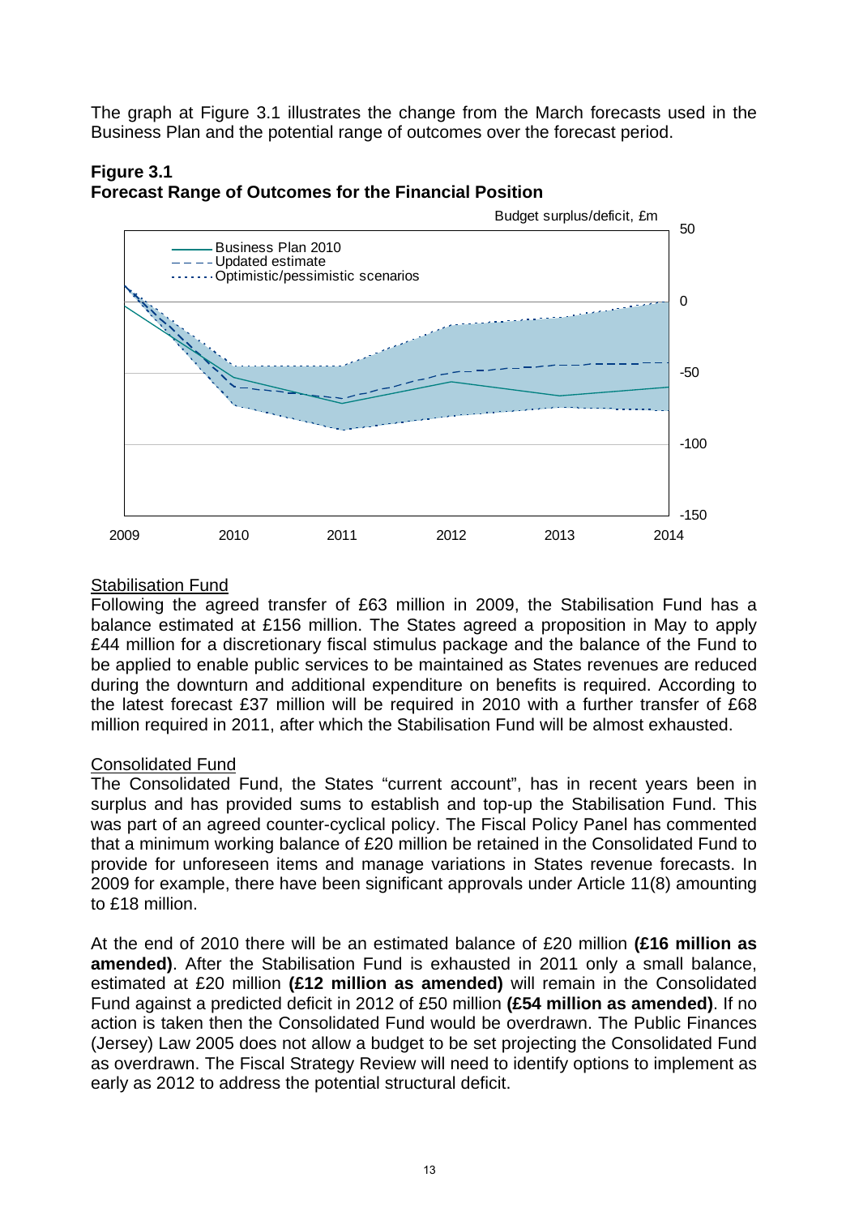The graph at Figure 3.1 illustrates the change from the March forecasts used in the Business Plan and the potential range of outcomes over the forecast period.

**Figure 3.1**
**Forecast Range of Outcomes for the Financial Position**

Stabilisation Fund

Following the agreed transfer of £63 million in 2009, the Stabilisation Fund has a balance estimated at £156 million. The States agreed a proposition in May to apply £44 million for a discretionary fiscal stimulus package and the balance of the Fund to be applied to enable public services to be maintained as States revenues are reduced during the downturn and additional expenditure on benefits is required. According to the latest forecast £37 million will be required in 2010 with a further transfer of £68 million required in 2011, after which the Stabilisation Fund will be almost exhausted.

Consolidated Fund

The Consolidated Fund, the States "current account", has in recent years been in surplus and has provided sums to establish and top-up the Stabilisation Fund. This was part of an agreed counter-cyclical policy. The Fiscal Policy Panel has commented that a minimum working balance of £20 million be retained in the Consolidated Fund to provide for unforeseen items and manage variations in States revenue forecasts. In 2009 for example, there have been significant approvals under Article 11(8) amounting to £18 million.

At the end of 2010 there will be an estimated balance of £20 million **(£16 million as amended)**. After the Stabilisation Fund is exhausted in 2011 only a small balance, estimated at £20 million **(£12 million as amended)** will remain in the Consolidated Fund against a predicted deficit in 2012 of £50 million **(£54 million as amended)**. If no action is taken then the Consolidated Fund would be overdrawn. The Public Finances (Jersey) Law 2005 does not allow a budget to be set projecting the Consolidated Fund as overdrawn. The Fiscal Strategy Review will need to identify options to implement as early as 2012 to address the potential structural deficit.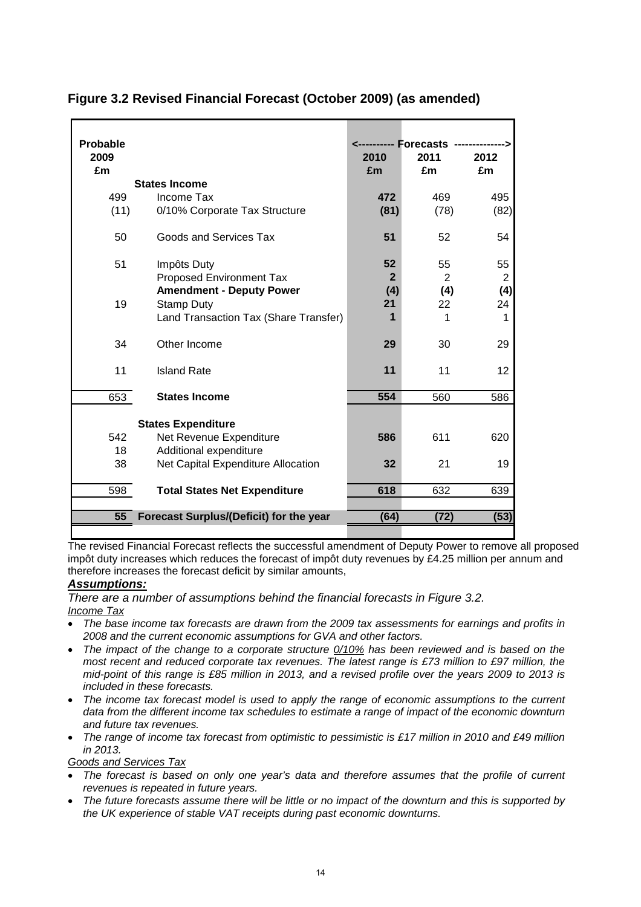## Figure 3.2 Revised Financial Forecast (October 2009) (as amended)

| Probable 2009 £m | | 2010 £m | 2011 £m | 2012 £m |
|---|---|---|---|---|
| | | <---------- Forecasts | -------------- | --------------> |
| | **States Income** | | | |
| 499 | Income Tax | **472** | 469 | 495 |
| (11) | 0/10% Corporate Tax Structure | **(81)** | (78) | (82) |
| 50 | Goods and Services Tax | **51** | 52 | 54 |
| 51 | Impôts Duty | **52** | 55 | 55 |
| | Proposed Environment Tax | **2** | 2 | 2 |
| | **Amendment - Deputy Power** | **(4)** | **(4)** | **(4)** |
| 19 | Stamp Duty | **21** | 22 | 24 |
| | Land Transaction Tax (Share Transfer) | **1** | 1 | 1 |
| 34 | Other Income | **29** | 30 | 29 |
| 11 | Island Rate | **11** | 11 | 12 |
| 653 | **States Income** | **554** | 560 | 586 |
| | **States Expenditure** | | | |
| 542 | Net Revenue Expenditure | **586** | 611 | 620 |
| 18 | Additional expenditure | | | |
| 38 | Net Capital Expenditure Allocation | **32** | 21 | 19 |
| 598 | **Total States Net Expenditure** | **618** | 632 | 639 |
| **55** | **Forecast Surplus/(Deficit) for the year** | **(64)** | **(72)** | **(53)** |

The revised Financial Forecast reflects the successful amendment of Deputy Power to remove all proposed impôt duty increases which reduces the forecast of impôt duty revenues by £4.25 million per annum and therefore increases the forecast deficit by similar amounts,

***Assumptions:***

*There are a number of assumptions behind the financial forecasts in Figure 3.2.*

*Income Tax*

- *The base income tax forecasts are drawn from the 2009 tax assessments for earnings and profits in 2008 and the current economic assumptions for GVA and other factors.*
- *The impact of the change to a corporate structure 0/10% has been reviewed and is based on the most recent and reduced corporate tax revenues. The latest range is £73 million to £97 million, the mid-point of this range is £85 million in 2013, and a revised profile over the years 2009 to 2013 is included in these forecasts.*
- *The income tax forecast model is used to apply the range of economic assumptions to the current data from the different income tax schedules to estimate a range of impact of the economic downturn and future tax revenues.*
- *The range of income tax forecast from optimistic to pessimistic is £17 million in 2010 and £49 million in 2013.*

*Goods and Services Tax*

- *The forecast is based on only one year's data and therefore assumes that the profile of current revenues is repeated in future years.*
- *The future forecasts assume there will be little or no impact of the downturn and this is supported by the UK experience of stable VAT receipts during past economic downturns.*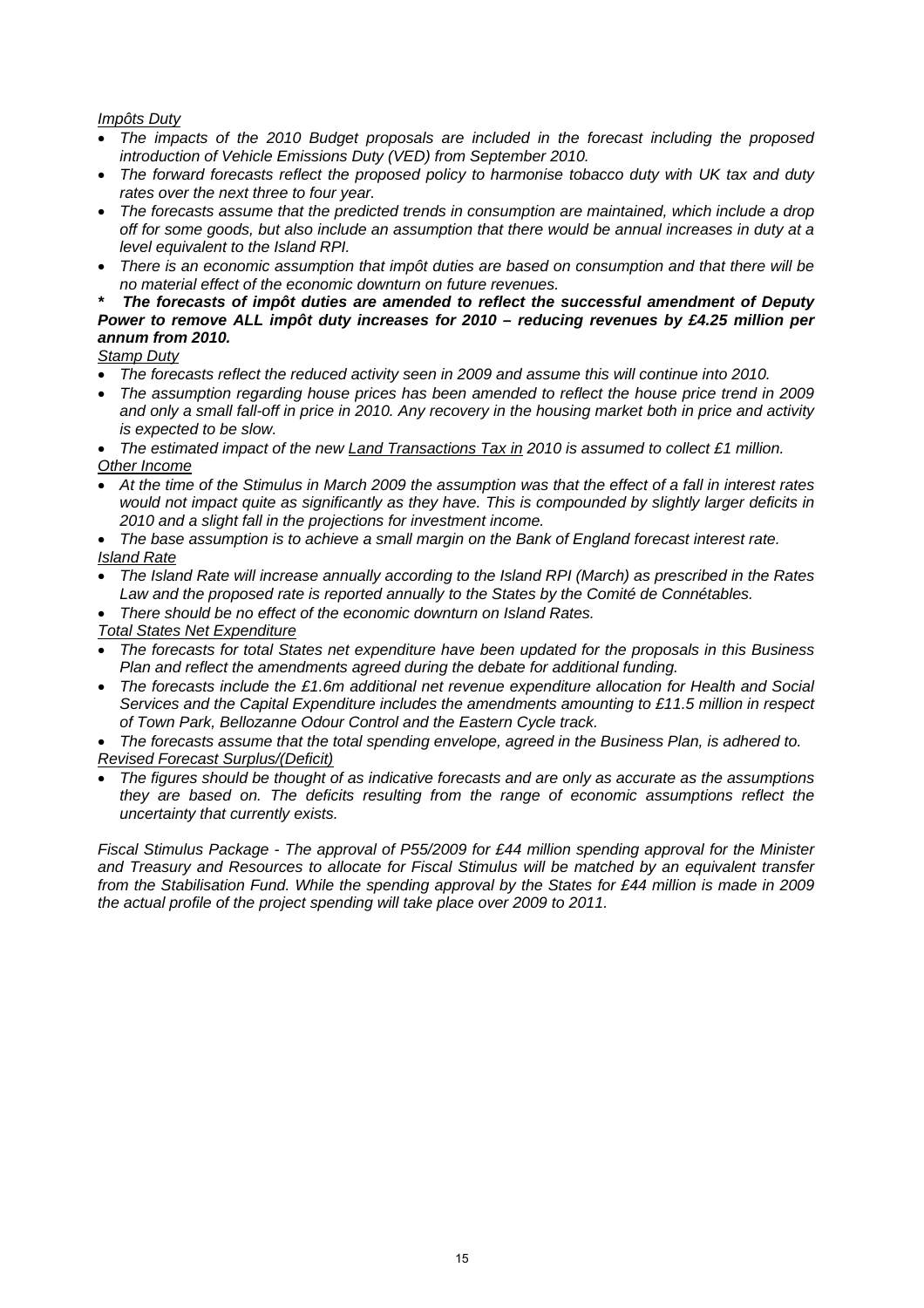*<u>Impôts Duty</u>*

- *The impacts of the 2010 Budget proposals are included in the forecast including the proposed introduction of Vehicle Emissions Duty (VED) from September 2010.*
- *The forward forecasts reflect the proposed policy to harmonise tobacco duty with UK tax and duty rates over the next three to four year.*
- *The forecasts assume that the predicted trends in consumption are maintained, which include a drop off for some goods, but also include an assumption that there would be annual increases in duty at a level equivalent to the Island RPI.*
- *There is an economic assumption that impôt duties are based on consumption and that there will be no material effect of the economic downturn on future revenues.*

***\* The forecasts of impôt duties are amended to reflect the successful amendment of Deputy Power to remove ALL impôt duty increases for 2010 – reducing revenues by £4.25 million per annum from 2010.***

*<u>Stamp Duty</u>*

- *The forecasts reflect the reduced activity seen in 2009 and assume this will continue into 2010.*
- *The assumption regarding house prices has been amended to reflect the house price trend in 2009 and only a small fall-off in price in 2010. Any recovery in the housing market both in price and activity is expected to be slow.*
- *The estimated impact of the new <u>Land Transactions Tax in</u> 2010 is assumed to collect £1 million.*

*<u>Other Income</u>*

- *At the time of the Stimulus in March 2009 the assumption was that the effect of a fall in interest rates would not impact quite as significantly as they have. This is compounded by slightly larger deficits in 2010 and a slight fall in the projections for investment income.*
- *The base assumption is to achieve a small margin on the Bank of England forecast interest rate.*

*<u>Island Rate</u>*

- *The Island Rate will increase annually according to the Island RPI (March) as prescribed in the Rates Law and the proposed rate is reported annually to the States by the Comité de Connétables.*
- *There should be no effect of the economic downturn on Island Rates.*

*<u>Total States Net Expenditure</u>*

- *The forecasts for total States net expenditure have been updated for the proposals in this Business Plan and reflect the amendments agreed during the debate for additional funding.*
- *The forecasts include the £1.6m additional net revenue expenditure allocation for Health and Social Services and the Capital Expenditure includes the amendments amounting to £11.5 million in respect of Town Park, Bellozanne Odour Control and the Eastern Cycle track.*
- *The forecasts assume that the total spending envelope, agreed in the Business Plan, is adhered to.*

*<u>Revised Forecast Surplus/(Deficit)</u>*

- *The figures should be thought of as indicative forecasts and are only as accurate as the assumptions they are based on. The deficits resulting from the range of economic assumptions reflect the uncertainty that currently exists.*

*Fiscal Stimulus Package - The approval of P55/2009 for £44 million spending approval for the Minister and Treasury and Resources to allocate for Fiscal Stimulus will be matched by an equivalent transfer from the Stabilisation Fund. While the spending approval by the States for £44 million is made in 2009 the actual profile of the project spending will take place over 2009 to 2011.*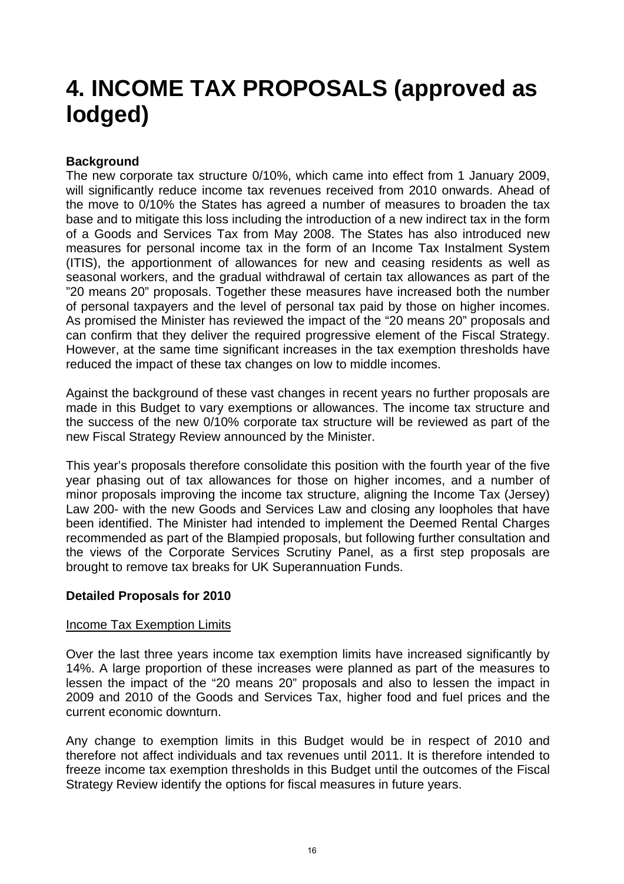# 4. INCOME TAX PROPOSALS (approved as lodged)

**Background**

The new corporate tax structure 0/10%, which came into effect from 1 January 2009, will significantly reduce income tax revenues received from 2010 onwards. Ahead of the move to 0/10% the States has agreed a number of measures to broaden the tax base and to mitigate this loss including the introduction of a new indirect tax in the form of a Goods and Services Tax from May 2008. The States has also introduced new measures for personal income tax in the form of an Income Tax Instalment System (ITIS), the apportionment of allowances for new and ceasing residents as well as seasonal workers, and the gradual withdrawal of certain tax allowances as part of the "20 means 20" proposals. Together these measures have increased both the number of personal taxpayers and the level of personal tax paid by those on higher incomes. As promised the Minister has reviewed the impact of the "20 means 20" proposals and can confirm that they deliver the required progressive element of the Fiscal Strategy. However, at the same time significant increases in the tax exemption thresholds have reduced the impact of these tax changes on low to middle incomes.

Against the background of these vast changes in recent years no further proposals are made in this Budget to vary exemptions or allowances. The income tax structure and the success of the new 0/10% corporate tax structure will be reviewed as part of the new Fiscal Strategy Review announced by the Minister.

This year's proposals therefore consolidate this position with the fourth year of the five year phasing out of tax allowances for those on higher incomes, and a number of minor proposals improving the income tax structure, aligning the Income Tax (Jersey) Law 200- with the new Goods and Services Law and closing any loopholes that have been identified. The Minister had intended to implement the Deemed Rental Charges recommended as part of the Blampied proposals, but following further consultation and the views of the Corporate Services Scrutiny Panel, as a first step proposals are brought to remove tax breaks for UK Superannuation Funds.

**Detailed Proposals for 2010**

Income Tax Exemption Limits

Over the last three years income tax exemption limits have increased significantly by 14%. A large proportion of these increases were planned as part of the measures to lessen the impact of the "20 means 20" proposals and also to lessen the impact in 2009 and 2010 of the Goods and Services Tax, higher food and fuel prices and the current economic downturn.

Any change to exemption limits in this Budget would be in respect of 2010 and therefore not affect individuals and tax revenues until 2011. It is therefore intended to freeze income tax exemption thresholds in this Budget until the outcomes of the Fiscal Strategy Review identify the options for fiscal measures in future years.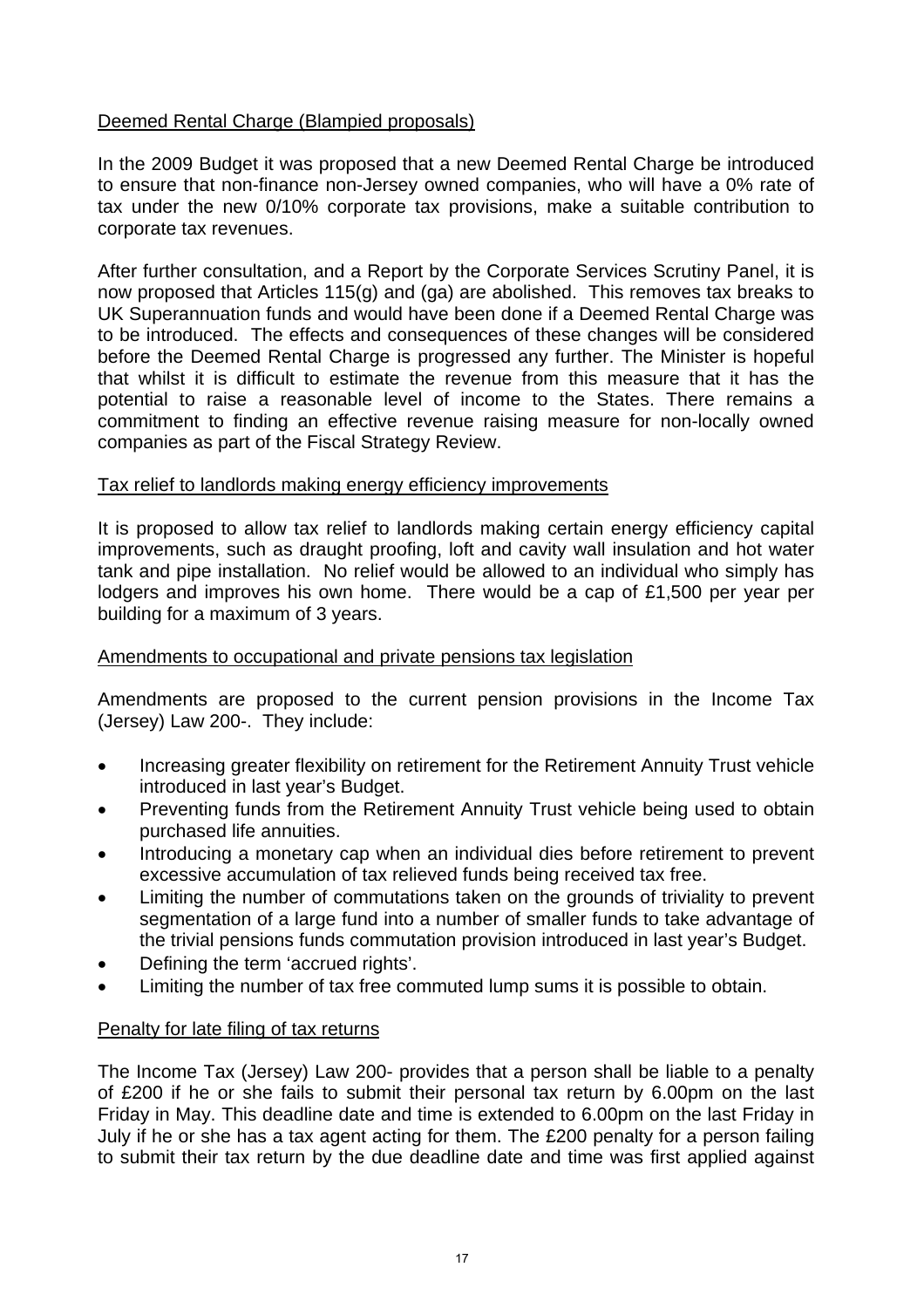## Deemed Rental Charge (Blampied proposals)

In the 2009 Budget it was proposed that a new Deemed Rental Charge be introduced to ensure that non-finance non-Jersey owned companies, who will have a 0% rate of tax under the new 0/10% corporate tax provisions, make a suitable contribution to corporate tax revenues.

After further consultation, and a Report by the Corporate Services Scrutiny Panel, it is now proposed that Articles 115(g) and (ga) are abolished. This removes tax breaks to UK Superannuation funds and would have been done if a Deemed Rental Charge was to be introduced. The effects and consequences of these changes will be considered before the Deemed Rental Charge is progressed any further. The Minister is hopeful that whilst it is difficult to estimate the revenue from this measure that it has the potential to raise a reasonable level of income to the States. There remains a commitment to finding an effective revenue raising measure for non-locally owned companies as part of the Fiscal Strategy Review.

## Tax relief to landlords making energy efficiency improvements

It is proposed to allow tax relief to landlords making certain energy efficiency capital improvements, such as draught proofing, loft and cavity wall insulation and hot water tank and pipe installation. No relief would be allowed to an individual who simply has lodgers and improves his own home. There would be a cap of £1,500 per year per building for a maximum of 3 years.

## Amendments to occupational and private pensions tax legislation

Amendments are proposed to the current pension provisions in the Income Tax (Jersey) Law 200-. They include:

- Increasing greater flexibility on retirement for the Retirement Annuity Trust vehicle introduced in last year's Budget.
- Preventing funds from the Retirement Annuity Trust vehicle being used to obtain purchased life annuities.
- Introducing a monetary cap when an individual dies before retirement to prevent excessive accumulation of tax relieved funds being received tax free.
- Limiting the number of commutations taken on the grounds of triviality to prevent segmentation of a large fund into a number of smaller funds to take advantage of the trivial pensions funds commutation provision introduced in last year's Budget.
- Defining the term 'accrued rights'.
- Limiting the number of tax free commuted lump sums it is possible to obtain.

## Penalty for late filing of tax returns

The Income Tax (Jersey) Law 200- provides that a person shall be liable to a penalty of £200 if he or she fails to submit their personal tax return by 6.00pm on the last Friday in May. This deadline date and time is extended to 6.00pm on the last Friday in July if he or she has a tax agent acting for them. The £200 penalty for a person failing to submit their tax return by the due deadline date and time was first applied against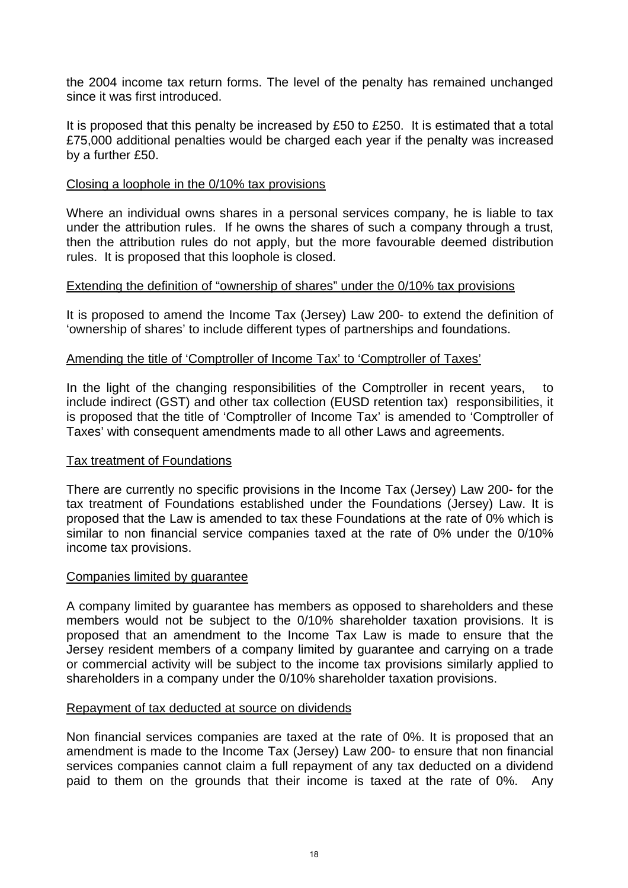the 2004 income tax return forms. The level of the penalty has remained unchanged since it was first introduced.

It is proposed that this penalty be increased by £50 to £250. It is estimated that a total £75,000 additional penalties would be charged each year if the penalty was increased by a further £50.

<u>Closing a loophole in the 0/10% tax provisions</u>

Where an individual owns shares in a personal services company, he is liable to tax under the attribution rules. If he owns the shares of such a company through a trust, then the attribution rules do not apply, but the more favourable deemed distribution rules. It is proposed that this loophole is closed.

<u>Extending the definition of "ownership of shares" under the 0/10% tax provisions</u>

It is proposed to amend the Income Tax (Jersey) Law 200- to extend the definition of 'ownership of shares' to include different types of partnerships and foundations.

<u>Amending the title of 'Comptroller of Income Tax' to 'Comptroller of Taxes'</u>

In the light of the changing responsibilities of the Comptroller in recent years, to include indirect (GST) and other tax collection (EUSD retention tax) responsibilities, it is proposed that the title of 'Comptroller of Income Tax' is amended to 'Comptroller of Taxes' with consequent amendments made to all other Laws and agreements.

<u>Tax treatment of Foundations</u>

There are currently no specific provisions in the Income Tax (Jersey) Law 200- for the tax treatment of Foundations established under the Foundations (Jersey) Law. It is proposed that the Law is amended to tax these Foundations at the rate of 0% which is similar to non financial service companies taxed at the rate of 0% under the 0/10% income tax provisions.

<u>Companies limited by guarantee</u>

A company limited by guarantee has members as opposed to shareholders and these members would not be subject to the 0/10% shareholder taxation provisions. It is proposed that an amendment to the Income Tax Law is made to ensure that the Jersey resident members of a company limited by guarantee and carrying on a trade or commercial activity will be subject to the income tax provisions similarly applied to shareholders in a company under the 0/10% shareholder taxation provisions.

<u>Repayment of tax deducted at source on dividends</u>

Non financial services companies are taxed at the rate of 0%. It is proposed that an amendment is made to the Income Tax (Jersey) Law 200- to ensure that non financial services companies cannot claim a full repayment of any tax deducted on a dividend paid to them on the grounds that their income is taxed at the rate of 0%. Any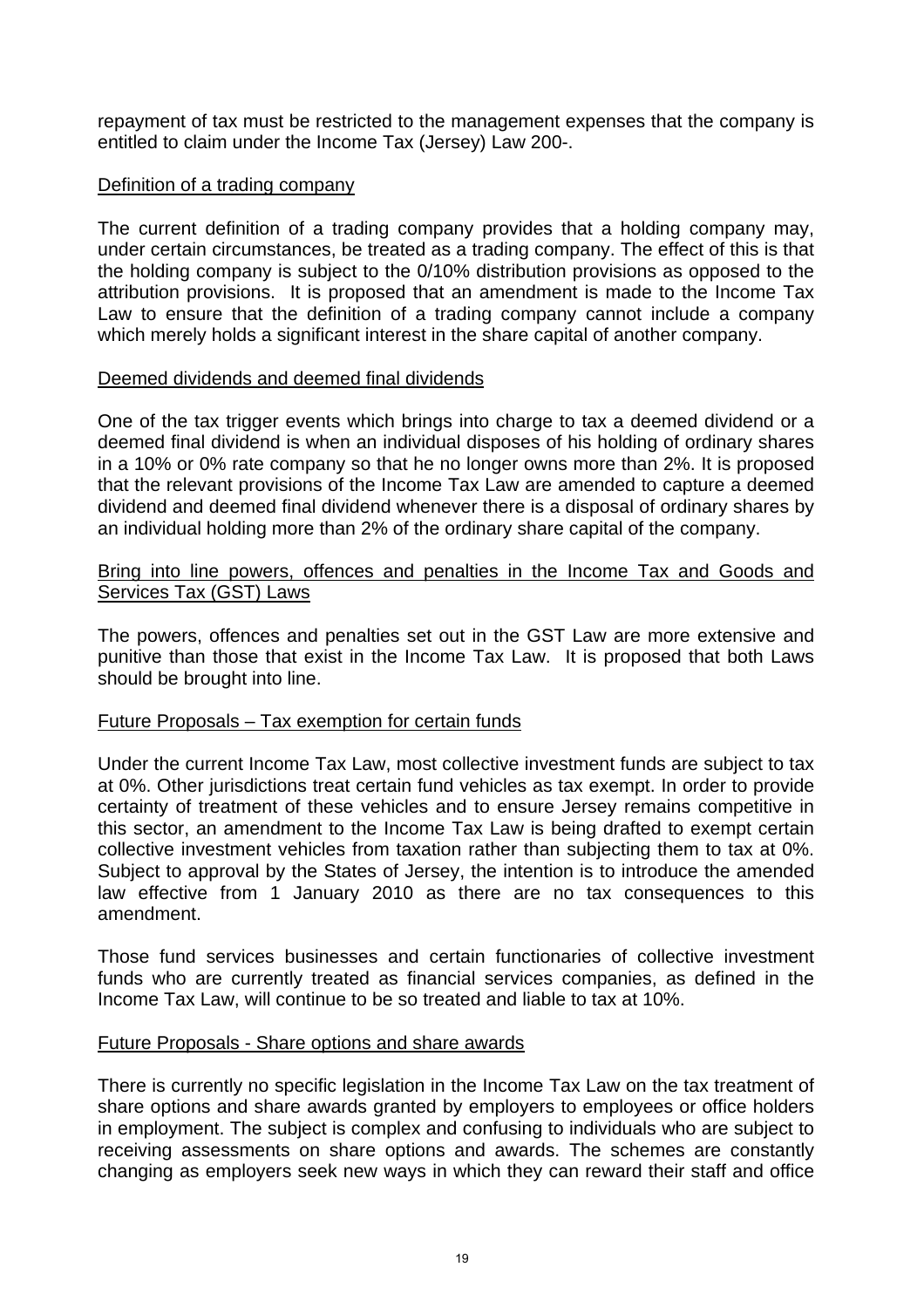repayment of tax must be restricted to the management expenses that the company is entitled to claim under the Income Tax (Jersey) Law 200-.

<u>Definition of a trading company</u>

The current definition of a trading company provides that a holding company may, under certain circumstances, be treated as a trading company. The effect of this is that the holding company is subject to the 0/10% distribution provisions as opposed to the attribution provisions. It is proposed that an amendment is made to the Income Tax Law to ensure that the definition of a trading company cannot include a company which merely holds a significant interest in the share capital of another company.

<u>Deemed dividends and deemed final dividends</u>

One of the tax trigger events which brings into charge to tax a deemed dividend or a deemed final dividend is when an individual disposes of his holding of ordinary shares in a 10% or 0% rate company so that he no longer owns more than 2%. It is proposed that the relevant provisions of the Income Tax Law are amended to capture a deemed dividend and deemed final dividend whenever there is a disposal of ordinary shares by an individual holding more than 2% of the ordinary share capital of the company.

<u>Bring into line powers, offences and penalties in the Income Tax and Goods and Services Tax (GST) Laws</u>

The powers, offences and penalties set out in the GST Law are more extensive and punitive than those that exist in the Income Tax Law. It is proposed that both Laws should be brought into line.

<u>Future Proposals – Tax exemption for certain funds</u>

Under the current Income Tax Law, most collective investment funds are subject to tax at 0%. Other jurisdictions treat certain fund vehicles as tax exempt. In order to provide certainty of treatment of these vehicles and to ensure Jersey remains competitive in this sector, an amendment to the Income Tax Law is being drafted to exempt certain collective investment vehicles from taxation rather than subjecting them to tax at 0%. Subject to approval by the States of Jersey, the intention is to introduce the amended law effective from 1 January 2010 as there are no tax consequences to this amendment.

Those fund services businesses and certain functionaries of collective investment funds who are currently treated as financial services companies, as defined in the Income Tax Law, will continue to be so treated and liable to tax at 10%.

<u>Future Proposals - Share options and share awards</u>

There is currently no specific legislation in the Income Tax Law on the tax treatment of share options and share awards granted by employers to employees or office holders in employment. The subject is complex and confusing to individuals who are subject to receiving assessments on share options and awards. The schemes are constantly changing as employers seek new ways in which they can reward their staff and office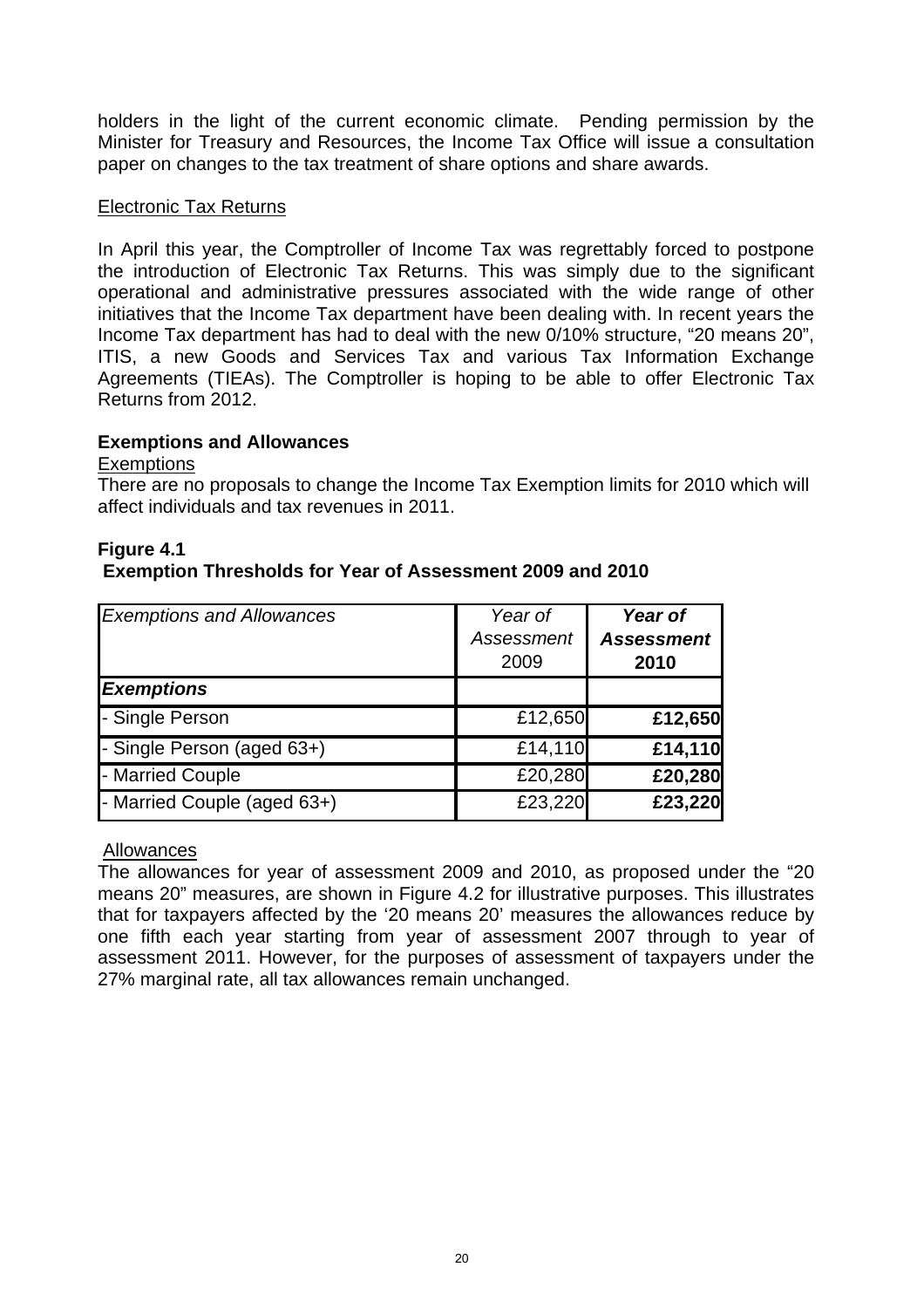holders in the light of the current economic climate. Pending permission by the Minister for Treasury and Resources, the Income Tax Office will issue a consultation paper on changes to the tax treatment of share options and share awards.

Electronic Tax Returns

In April this year, the Comptroller of Income Tax was regrettably forced to postpone the introduction of Electronic Tax Returns. This was simply due to the significant operational and administrative pressures associated with the wide range of other initiatives that the Income Tax department have been dealing with. In recent years the Income Tax department has had to deal with the new 0/10% structure, "20 means 20", ITIS, a new Goods and Services Tax and various Tax Information Exchange Agreements (TIEAs). The Comptroller is hoping to be able to offer Electronic Tax Returns from 2012.

### Exemptions and Allowances

Exemptions

There are no proposals to change the Income Tax Exemption limits for 2010 which will affect individuals and tax revenues in 2011.

**Figure 4.1**
**Exemption Thresholds for Year of Assessment 2009 and 2010**

| *Exemptions and Allowances* | *Year of Assessment 2009* | ***Year of Assessment 2010*** |
|---|---|---|
| ***Exemptions*** | | |
| - Single Person | £12,650 | **£12,650** |
| - Single Person (aged 63+) | £14,110 | **£14,110** |
| - Married Couple | £20,280 | **£20,280** |
| - Married Couple (aged 63+) | £23,220 | **£23,220** |

Allowances

The allowances for year of assessment 2009 and 2010, as proposed under the "20 means 20" measures, are shown in Figure 4.2 for illustrative purposes. This illustrates that for taxpayers affected by the '20 means 20' measures the allowances reduce by one fifth each year starting from year of assessment 2007 through to year of assessment 2011. However, for the purposes of assessment of taxpayers under the 27% marginal rate, all tax allowances remain unchanged.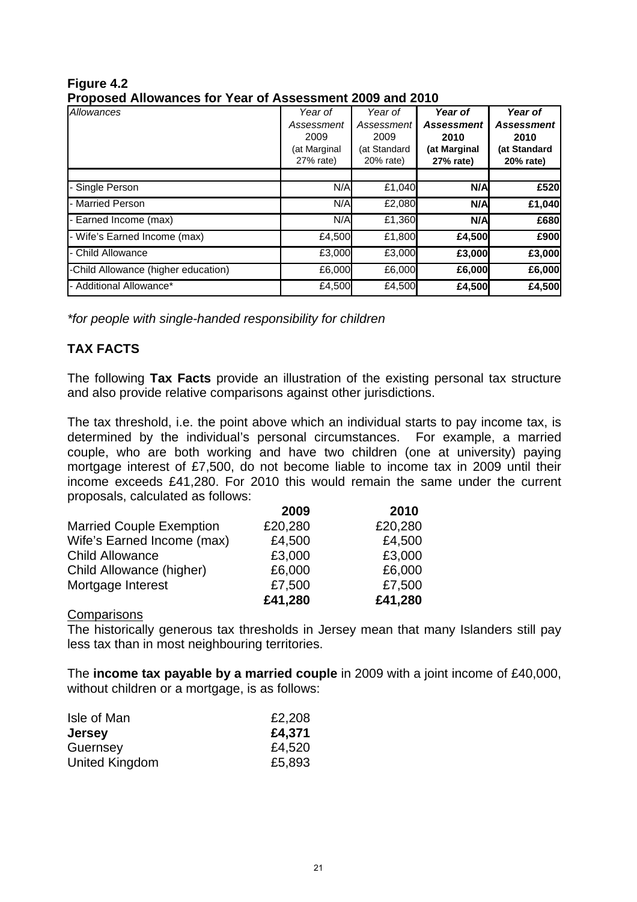**Figure 4.2**
**Proposed Allowances for Year of Assessment 2009 and 2010**

| *Allowances* | *Year of Assessment 2009 (at Marginal 27% rate)* | *Year of Assessment 2009 (at Standard 20% rate)* | ***Year of Assessment 2010 (at Marginal 27% rate)*** | ***Year of Assessment 2010 (at Standard 20% rate)*** |
|---|---|---|---|---|
| - Single Person | N/A | £1,040 | **N/A** | **£520** |
| - Married Person | N/A | £2,080 | **N/A** | **£1,040** |
| - Earned Income (max) | N/A | £1,360 | **N/A** | **£680** |
| - Wife's Earned Income (max) | £4,500 | £1,800 | **£4,500** | **£900** |
| - Child Allowance | £3,000 | £3,000 | **£3,000** | **£3,000** |
| -Child Allowance (higher education) | £6,000 | £6,000 | **£6,000** | **£6,000** |
| - Additional Allowance* | £4,500 | £4,500 | **£4,500** | **£4,500** |

*\*for people with single-handed responsibility for children*

## TAX FACTS

The following **Tax Facts** provide an illustration of the existing personal tax structure and also provide relative comparisons against other jurisdictions.

The tax threshold, i.e. the point above which an individual starts to pay income tax, is determined by the individual's personal circumstances. For example, a married couple, who are both working and have two children (one at university) paying mortgage interest of £7,500, do not become liable to income tax in 2009 until their income exceeds £41,280. For 2010 this would remain the same under the current proposals, calculated as follows:

| | **2009** | **2010** |
|---|---|---|
| Married Couple Exemption | £20,280 | £20,280 |
| Wife's Earned Income (max) | £4,500 | £4,500 |
| Child Allowance | £3,000 | £3,000 |
| Child Allowance (higher) | £6,000 | £6,000 |
| Mortgage Interest | £7,500 | £7,500 |
| | **£41,280** | **£41,280** |

Comparisons

The historically generous tax thresholds in Jersey mean that many Islanders still pay less tax than in most neighbouring territories.

The **income tax payable by a married couple** in 2009 with a joint income of £40,000, without children or a mortgage, is as follows:

| | |
|---|---|
| Isle of Man | £2,208 |
| **Jersey** | **£4,371** |
| Guernsey | £4,520 |
| United Kingdom | £5,893 |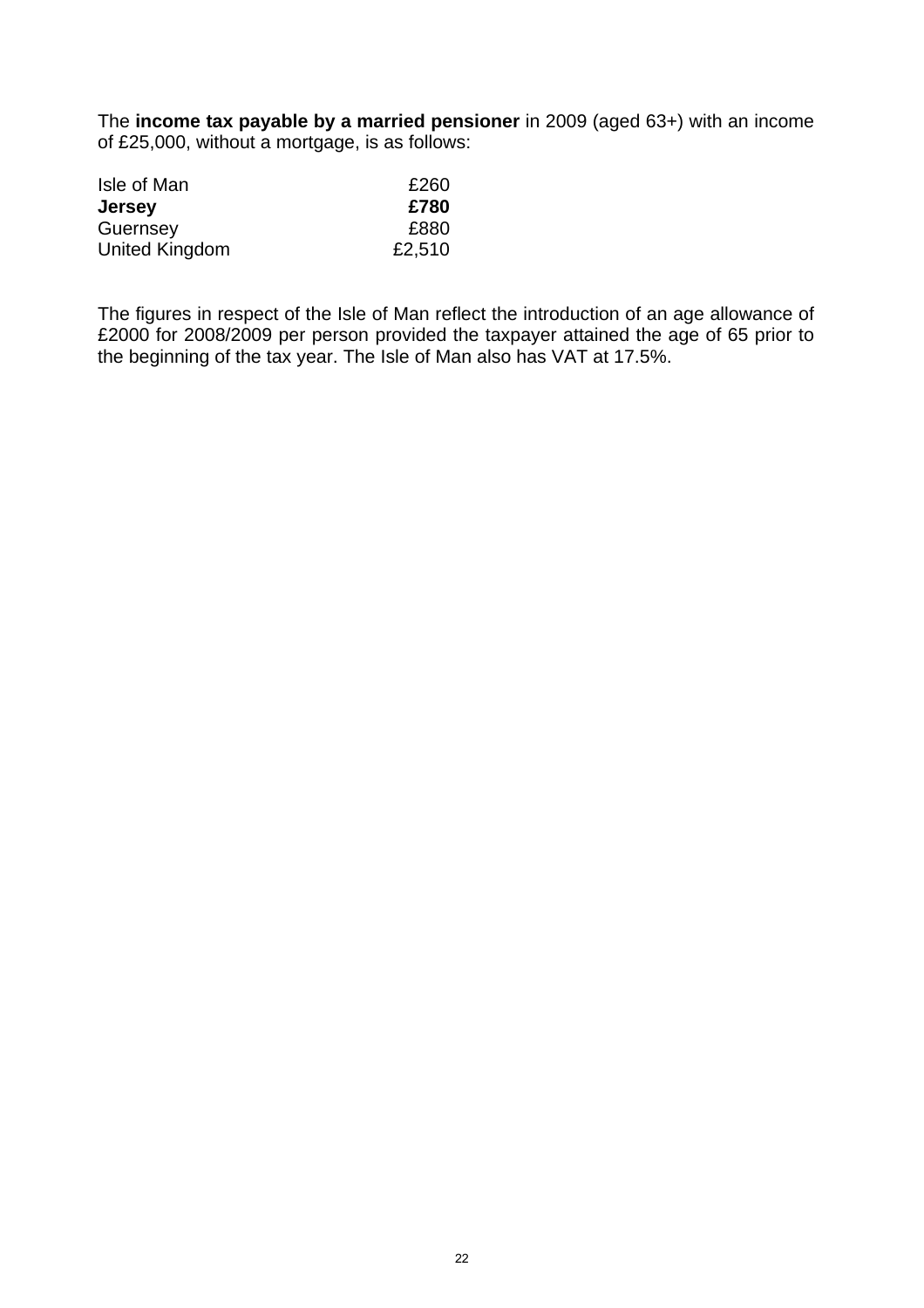The **income tax payable by a married pensioner** in 2009 (aged 63+) with an income of £25,000, without a mortgage, is as follows:

| | |
|---|---|
| Isle of Man | £260 |
| **Jersey** | **£780** |
| Guernsey | £880 |
| United Kingdom | £2,510 |

The figures in respect of the Isle of Man reflect the introduction of an age allowance of £2000 for 2008/2009 per person provided the taxpayer attained the age of 65 prior to the beginning of the tax year. The Isle of Man also has VAT at 17.5%.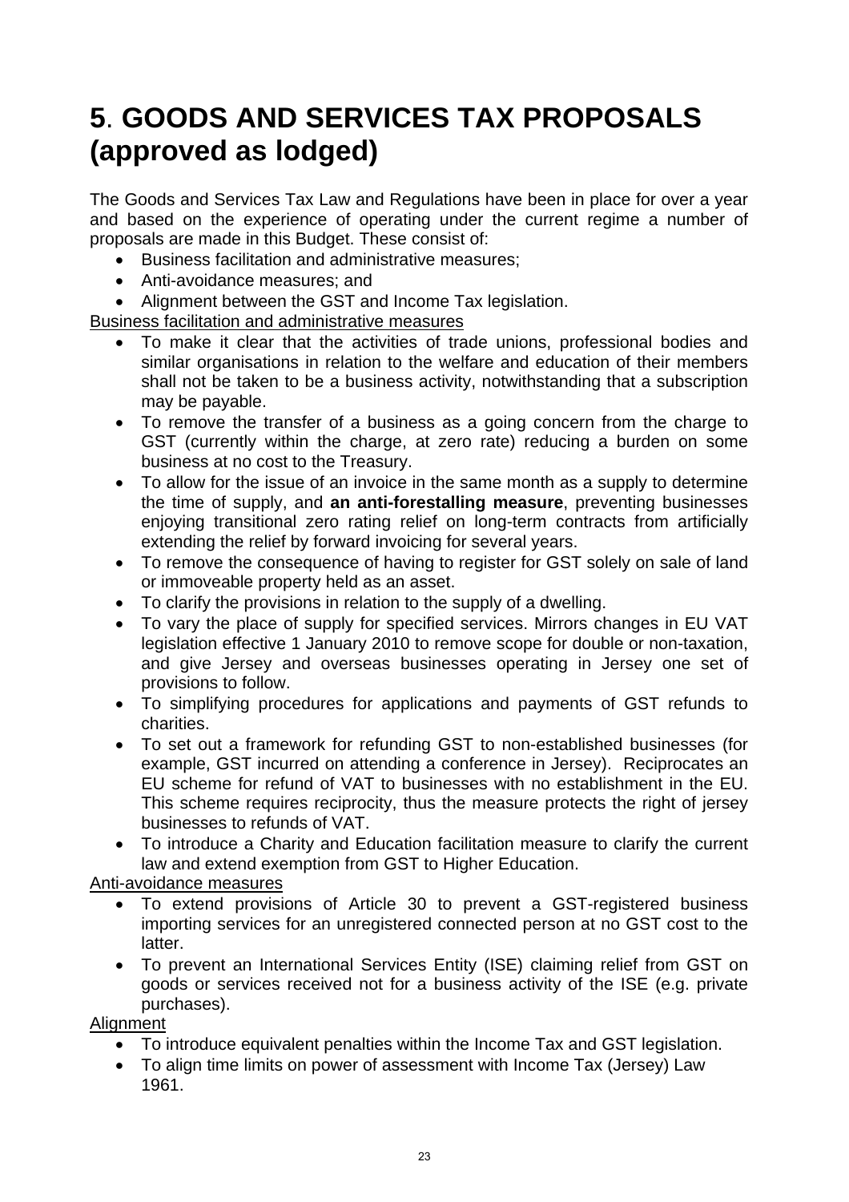# 5. GOODS AND SERVICES TAX PROPOSALS (approved as lodged)

The Goods and Services Tax Law and Regulations have been in place for over a year and based on the experience of operating under the current regime a number of proposals are made in this Budget. These consist of:

- Business facilitation and administrative measures;
- Anti-avoidance measures; and
- Alignment between the GST and Income Tax legislation.

<u>Business facilitation and administrative measures</u>

- To make it clear that the activities of trade unions, professional bodies and similar organisations in relation to the welfare and education of their members shall not be taken to be a business activity, notwithstanding that a subscription may be payable.
- To remove the transfer of a business as a going concern from the charge to GST (currently within the charge, at zero rate) reducing a burden on some business at no cost to the Treasury.
- To allow for the issue of an invoice in the same month as a supply to determine the time of supply, and **an anti-forestalling measure**, preventing businesses enjoying transitional zero rating relief on long-term contracts from artificially extending the relief by forward invoicing for several years.
- To remove the consequence of having to register for GST solely on sale of land or immoveable property held as an asset.
- To clarify the provisions in relation to the supply of a dwelling.
- To vary the place of supply for specified services. Mirrors changes in EU VAT legislation effective 1 January 2010 to remove scope for double or non-taxation, and give Jersey and overseas businesses operating in Jersey one set of provisions to follow.
- To simplifying procedures for applications and payments of GST refunds to charities.
- To set out a framework for refunding GST to non-established businesses (for example, GST incurred on attending a conference in Jersey). Reciprocates an EU scheme for refund of VAT to businesses with no establishment in the EU. This scheme requires reciprocity, thus the measure protects the right of jersey businesses to refunds of VAT.
- To introduce a Charity and Education facilitation measure to clarify the current law and extend exemption from GST to Higher Education.

<u>Anti-avoidance measures</u>

- To extend provisions of Article 30 to prevent a GST-registered business importing services for an unregistered connected person at no GST cost to the latter.
- To prevent an International Services Entity (ISE) claiming relief from GST on goods or services received not for a business activity of the ISE (e.g. private purchases).

<u>Alignment</u>

- To introduce equivalent penalties within the Income Tax and GST legislation.
- To align time limits on power of assessment with Income Tax (Jersey) Law 1961.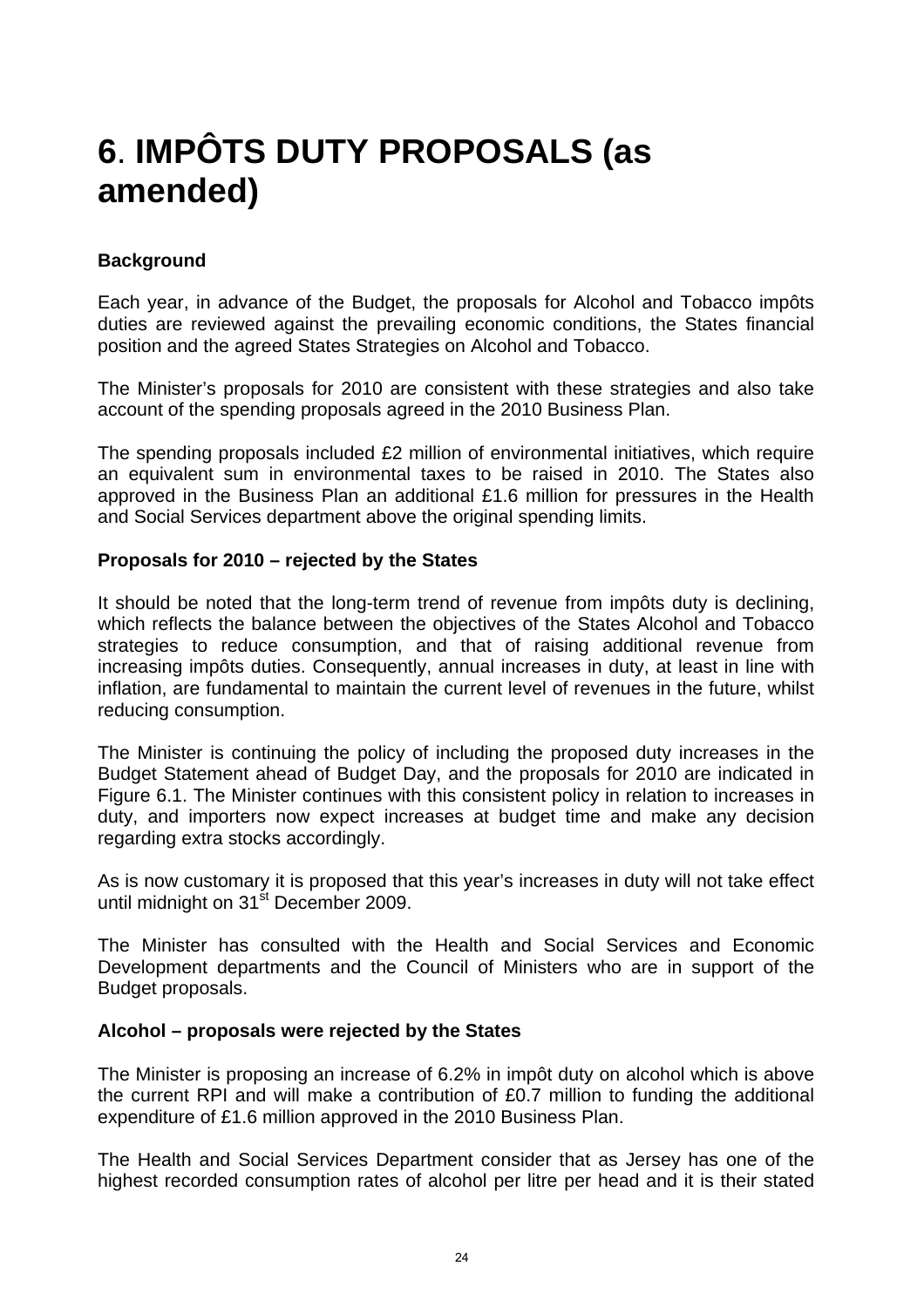# 6. IMPÔTS DUTY PROPOSALS (as amended)

**Background**

Each year, in advance of the Budget, the proposals for Alcohol and Tobacco impôts duties are reviewed against the prevailing economic conditions, the States financial position and the agreed States Strategies on Alcohol and Tobacco.

The Minister's proposals for 2010 are consistent with these strategies and also take account of the spending proposals agreed in the 2010 Business Plan.

The spending proposals included £2 million of environmental initiatives, which require an equivalent sum in environmental taxes to be raised in 2010. The States also approved in the Business Plan an additional £1.6 million for pressures in the Health and Social Services department above the original spending limits.

**Proposals for 2010 – rejected by the States**

It should be noted that the long-term trend of revenue from impôts duty is declining, which reflects the balance between the objectives of the States Alcohol and Tobacco strategies to reduce consumption, and that of raising additional revenue from increasing impôts duties. Consequently, annual increases in duty, at least in line with inflation, are fundamental to maintain the current level of revenues in the future, whilst reducing consumption.

The Minister is continuing the policy of including the proposed duty increases in the Budget Statement ahead of Budget Day, and the proposals for 2010 are indicated in Figure 6.1. The Minister continues with this consistent policy in relation to increases in duty, and importers now expect increases at budget time and make any decision regarding extra stocks accordingly.

As is now customary it is proposed that this year's increases in duty will not take effect until midnight on 31st December 2009.

The Minister has consulted with the Health and Social Services and Economic Development departments and the Council of Ministers who are in support of the Budget proposals.

**Alcohol – proposals were rejected by the States**

The Minister is proposing an increase of 6.2% in impôt duty on alcohol which is above the current RPI and will make a contribution of £0.7 million to funding the additional expenditure of £1.6 million approved in the 2010 Business Plan.

The Health and Social Services Department consider that as Jersey has one of the highest recorded consumption rates of alcohol per litre per head and it is their stated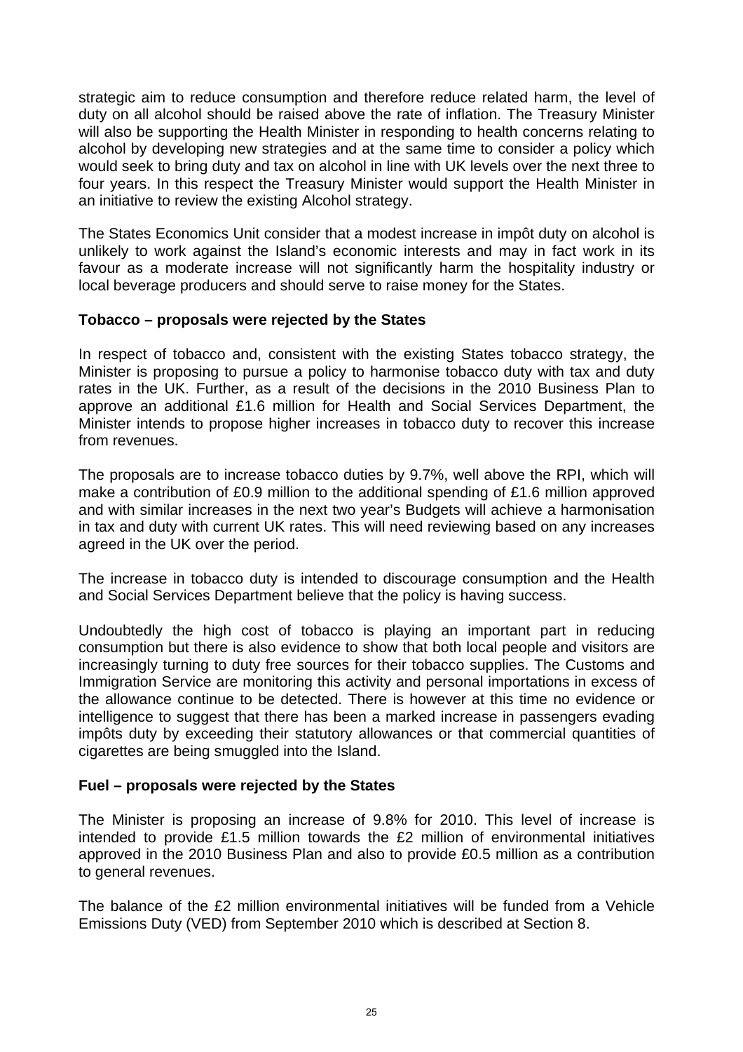strategic aim to reduce consumption and therefore reduce related harm, the level of duty on all alcohol should be raised above the rate of inflation. The Treasury Minister will also be supporting the Health Minister in responding to health concerns relating to alcohol by developing new strategies and at the same time to consider a policy which would seek to bring duty and tax on alcohol in line with UK levels over the next three to four years. In this respect the Treasury Minister would support the Health Minister in an initiative to review the existing Alcohol strategy.

The States Economics Unit consider that a modest increase in impôt duty on alcohol is unlikely to work against the Island's economic interests and may in fact work in its favour as a moderate increase will not significantly harm the hospitality industry or local beverage producers and should serve to raise money for the States.

**Tobacco – proposals were rejected by the States**

In respect of tobacco and, consistent with the existing States tobacco strategy, the Minister is proposing to pursue a policy to harmonise tobacco duty with tax and duty rates in the UK. Further, as a result of the decisions in the 2010 Business Plan to approve an additional £1.6 million for Health and Social Services Department, the Minister intends to propose higher increases in tobacco duty to recover this increase from revenues.

The proposals are to increase tobacco duties by 9.7%, well above the RPI, which will make a contribution of £0.9 million to the additional spending of £1.6 million approved and with similar increases in the next two year's Budgets will achieve a harmonisation in tax and duty with current UK rates. This will need reviewing based on any increases agreed in the UK over the period.

The increase in tobacco duty is intended to discourage consumption and the Health and Social Services Department believe that the policy is having success.

Undoubtedly the high cost of tobacco is playing an important part in reducing consumption but there is also evidence to show that both local people and visitors are increasingly turning to duty free sources for their tobacco supplies. The Customs and Immigration Service are monitoring this activity and personal importations in excess of the allowance continue to be detected. There is however at this time no evidence or intelligence to suggest that there has been a marked increase in passengers evading impôts duty by exceeding their statutory allowances or that commercial quantities of cigarettes are being smuggled into the Island.

**Fuel – proposals were rejected by the States**

The Minister is proposing an increase of 9.8% for 2010. This level of increase is intended to provide £1.5 million towards the £2 million of environmental initiatives approved in the 2010 Business Plan and also to provide £0.5 million as a contribution to general revenues.

The balance of the £2 million environmental initiatives will be funded from a Vehicle Emissions Duty (VED) from September 2010 which is described at Section 8.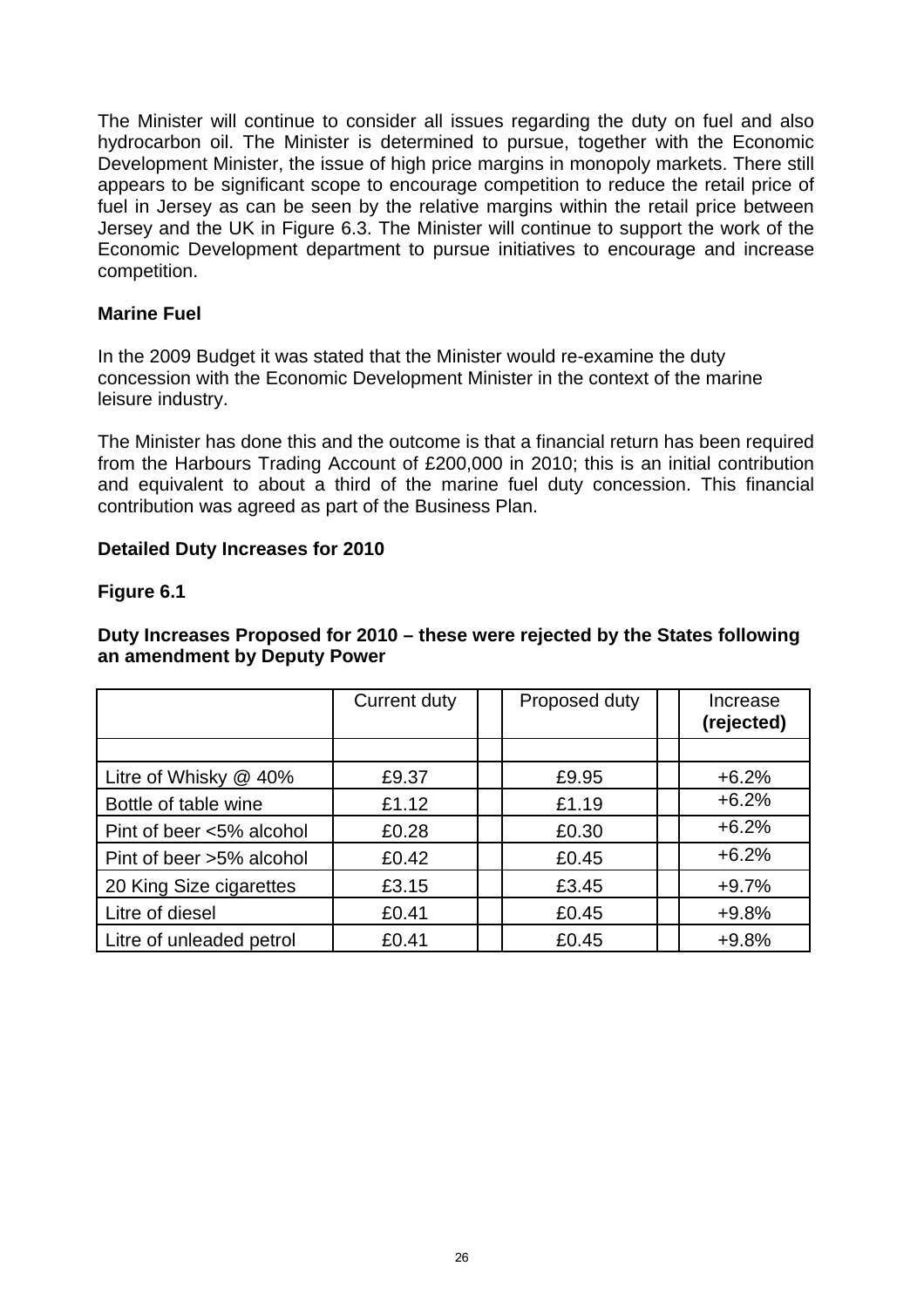The Minister will continue to consider all issues regarding the duty on fuel and also hydrocarbon oil. The Minister is determined to pursue, together with the Economic Development Minister, the issue of high price margins in monopoly markets. There still appears to be significant scope to encourage competition to reduce the retail price of fuel in Jersey as can be seen by the relative margins within the retail price between Jersey and the UK in Figure 6.3. The Minister will continue to support the work of the Economic Development department to pursue initiatives to encourage and increase competition.

**Marine Fuel**

In the 2009 Budget it was stated that the Minister would re-examine the duty concession with the Economic Development Minister in the context of the marine leisure industry.

The Minister has done this and the outcome is that a financial return has been required from the Harbours Trading Account of £200,000 in 2010; this is an initial contribution and equivalent to about a third of the marine fuel duty concession. This financial contribution was agreed as part of the Business Plan.

**Detailed Duty Increases for 2010**

**Figure 6.1**

**Duty Increases Proposed for 2010 – these were rejected by the States following an amendment by Deputy Power**

| | Current duty | Proposed duty | Increase **(rejected)** |
|---|---|---|---|
| Litre of Whisky @ 40% | £9.37 | £9.95 | +6.2% |
| Bottle of table wine | £1.12 | £1.19 | +6.2% |
| Pint of beer <5% alcohol | £0.28 | £0.30 | +6.2% |
| Pint of beer >5% alcohol | £0.42 | £0.45 | +6.2% |
| 20 King Size cigarettes | £3.15 | £3.45 | +9.7% |
| Litre of diesel | £0.41 | £0.45 | +9.8% |
| Litre of unleaded petrol | £0.41 | £0.45 | +9.8% |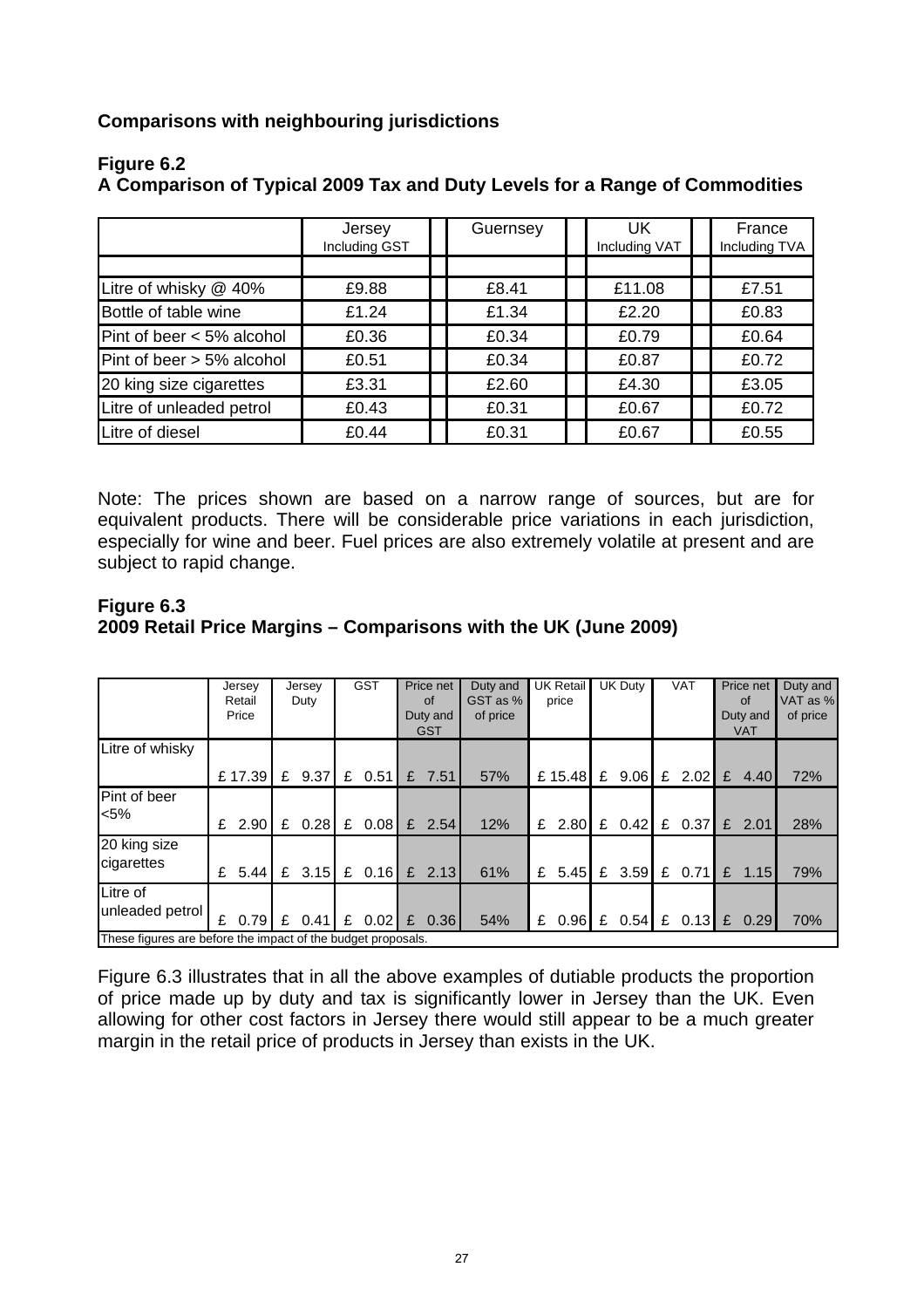## Comparisons with neighbouring jurisdictions

### Figure 6.2
### A Comparison of Typical 2009 Tax and Duty Levels for a Range of Commodities

| | Jersey Including GST | Guernsey | UK Including VAT | France Including TVA |
|---|---|---|---|---|
| Litre of whisky @ 40% | £9.88 | £8.41 | £11.08 | £7.51 |
| Bottle of table wine | £1.24 | £1.34 | £2.20 | £0.83 |
| Pint of beer < 5% alcohol | £0.36 | £0.34 | £0.79 | £0.64 |
| Pint of beer > 5% alcohol | £0.51 | £0.34 | £0.87 | £0.72 |
| 20 king size cigarettes | £3.31 | £2.60 | £4.30 | £3.05 |
| Litre of unleaded petrol | £0.43 | £0.31 | £0.67 | £0.72 |
| Litre of diesel | £0.44 | £0.31 | £0.67 | £0.55 |

Note: The prices shown are based on a narrow range of sources, but are for equivalent products. There will be considerable price variations in each jurisdiction, especially for wine and beer. Fuel prices are also extremely volatile at present and are subject to rapid change.

### Figure 6.3
### 2009 Retail Price Margins – Comparisons with the UK (June 2009)

| | Jersey Retail Price | Jersey Duty | GST | Price net of Duty and GST | Duty and GST as % of price | UK Retail price | UK Duty | VAT | Price net of Duty and VAT | Duty and VAT as % of price |
|---|---|---|---|---|---|---|---|---|---|---|
| Litre of whisky | £ 17.39 | £ 9.37 | £ 0.51 | £ 7.51 | 57% | £ 15.48 | £ 9.06 | £ 2.02 | £ 4.40 | 72% |
| Pint of beer <5% | £ 2.90 | £ 0.28 | £ 0.08 | £ 2.54 | 12% | £ 2.80 | £ 0.42 | £ 0.37 | £ 2.01 | 28% |
| 20 king size cigarettes | £ 5.44 | £ 3.15 | £ 0.16 | £ 2.13 | 61% | £ 5.45 | £ 3.59 | £ 0.71 | £ 1.15 | 79% |
| Litre of unleaded petrol | £ 0.79 | £ 0.41 | £ 0.02 | £ 0.36 | 54% | £ 0.96 | £ 0.54 | £ 0.13 | £ 0.29 | 70% |

These figures are before the impact of the budget proposals.

Figure 6.3 illustrates that in all the above examples of dutiable products the proportion of price made up by duty and tax is significantly lower in Jersey than the UK. Even allowing for other cost factors in Jersey there would still appear to be a much greater margin in the retail price of products in Jersey than exists in the UK.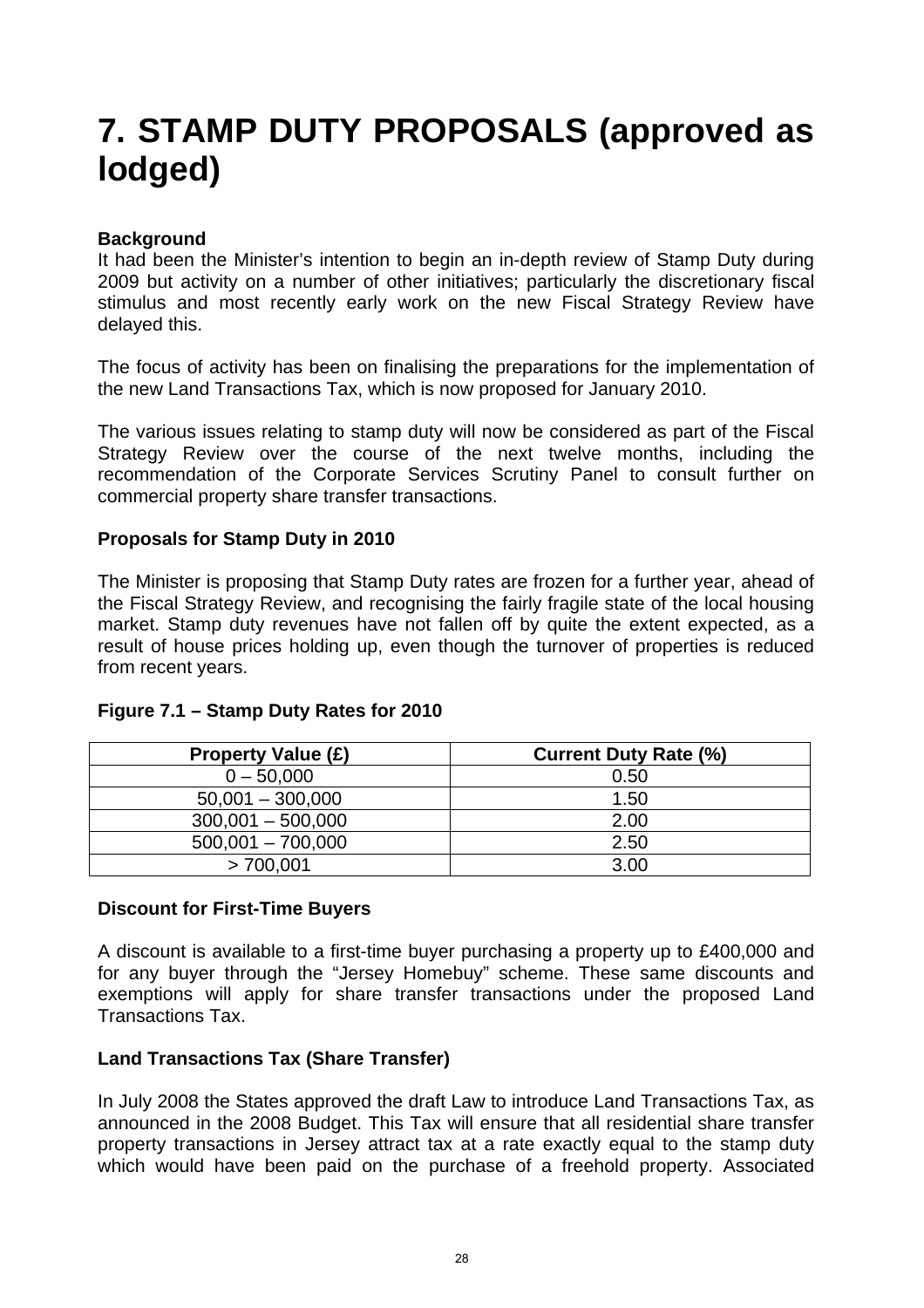# 7. STAMP DUTY PROPOSALS (approved as lodged)

**Background**

It had been the Minister's intention to begin an in-depth review of Stamp Duty during 2009 but activity on a number of other initiatives; particularly the discretionary fiscal stimulus and most recently early work on the new Fiscal Strategy Review have delayed this.

The focus of activity has been on finalising the preparations for the implementation of the new Land Transactions Tax, which is now proposed for January 2010.

The various issues relating to stamp duty will now be considered as part of the Fiscal Strategy Review over the course of the next twelve months, including the recommendation of the Corporate Services Scrutiny Panel to consult further on commercial property share transfer transactions.

**Proposals for Stamp Duty in 2010**

The Minister is proposing that Stamp Duty rates are frozen for a further year, ahead of the Fiscal Strategy Review, and recognising the fairly fragile state of the local housing market. Stamp duty revenues have not fallen off by quite the extent expected, as a result of house prices holding up, even though the turnover of properties is reduced from recent years.

**Figure 7.1 – Stamp Duty Rates for 2010**

| Property Value (£) | Current Duty Rate (%) |
|---|---|
| 0 – 50,000 | 0.50 |
| 50,001 – 300,000 | 1.50 |
| 300,001 – 500,000 | 2.00 |
| 500,001 – 700,000 | 2.50 |
| > 700,001 | 3.00 |

**Discount for First-Time Buyers**

A discount is available to a first-time buyer purchasing a property up to £400,000 and for any buyer through the "Jersey Homebuy" scheme. These same discounts and exemptions will apply for share transfer transactions under the proposed Land Transactions Tax.

**Land Transactions Tax (Share Transfer)**

In July 2008 the States approved the draft Law to introduce Land Transactions Tax, as announced in the 2008 Budget. This Tax will ensure that all residential share transfer property transactions in Jersey attract tax at a rate exactly equal to the stamp duty which would have been paid on the purchase of a freehold property. Associated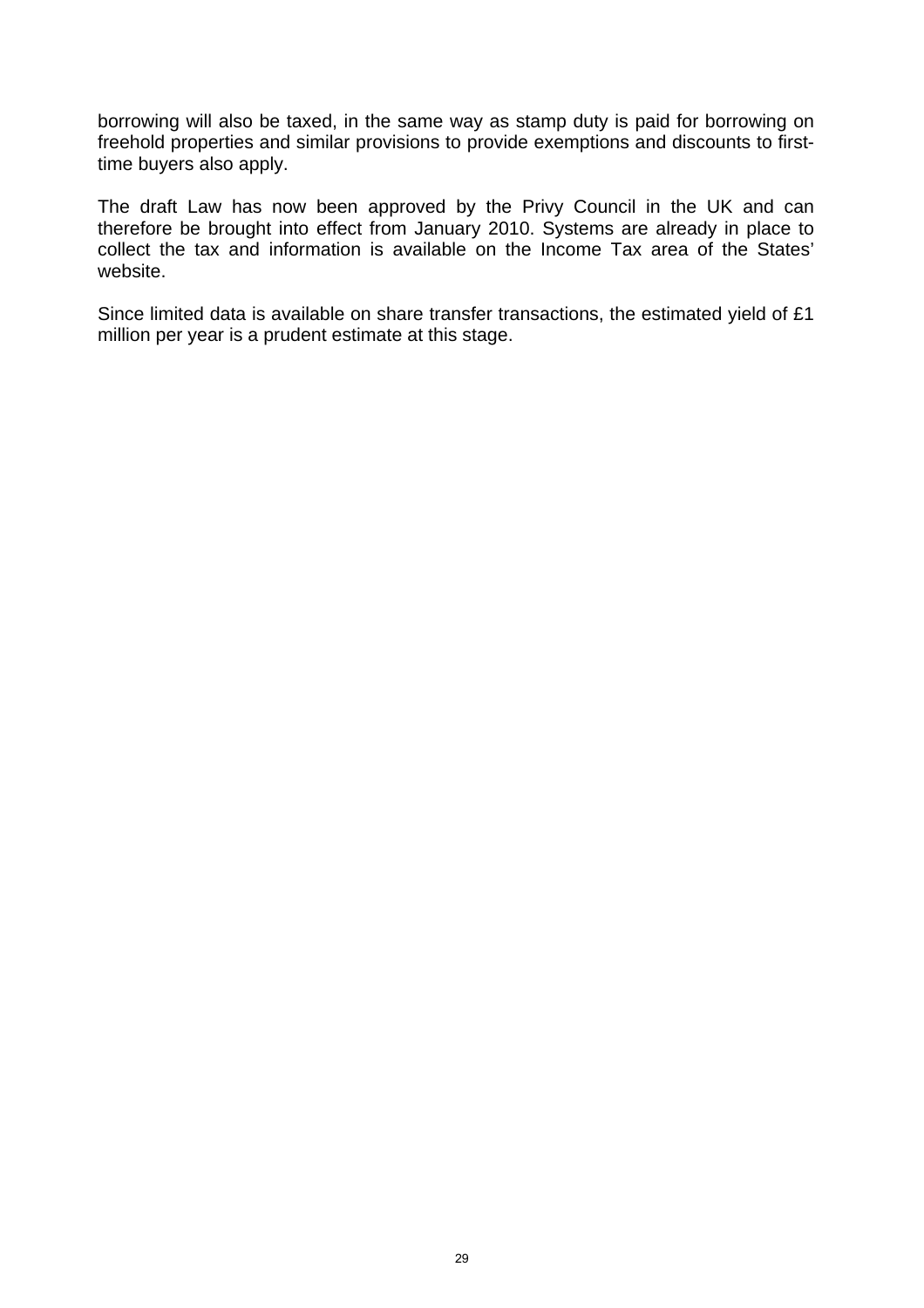borrowing will also be taxed, in the same way as stamp duty is paid for borrowing on freehold properties and similar provisions to provide exemptions and discounts to first-time buyers also apply.

The draft Law has now been approved by the Privy Council in the UK and can therefore be brought into effect from January 2010. Systems are already in place to collect the tax and information is available on the Income Tax area of the States' website.

Since limited data is available on share transfer transactions, the estimated yield of £1 million per year is a prudent estimate at this stage.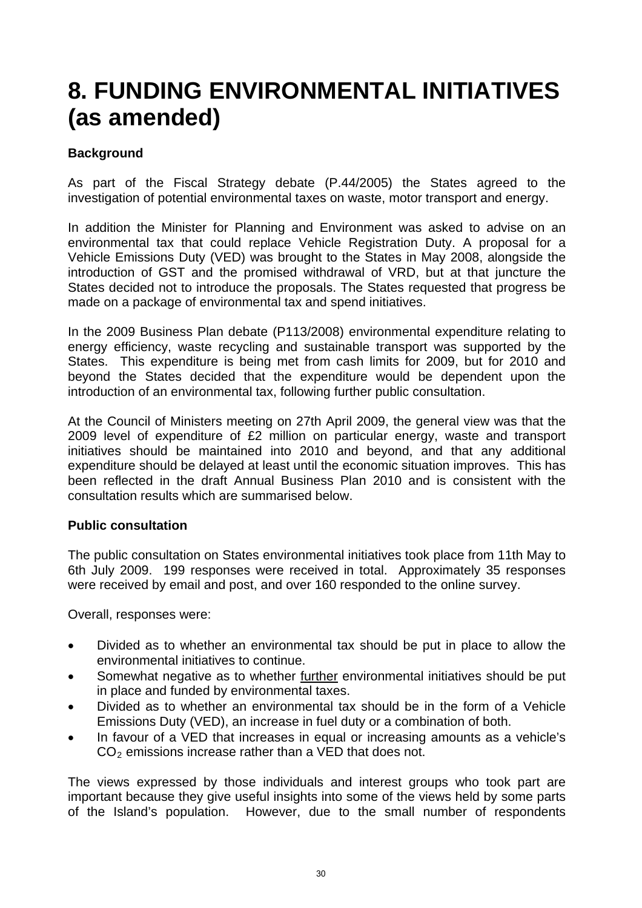# 8. FUNDING ENVIRONMENTAL INITIATIVES (as amended)

**Background**

As part of the Fiscal Strategy debate (P.44/2005) the States agreed to the investigation of potential environmental taxes on waste, motor transport and energy.

In addition the Minister for Planning and Environment was asked to advise on an environmental tax that could replace Vehicle Registration Duty. A proposal for a Vehicle Emissions Duty (VED) was brought to the States in May 2008, alongside the introduction of GST and the promised withdrawal of VRD, but at that juncture the States decided not to introduce the proposals. The States requested that progress be made on a package of environmental tax and spend initiatives.

In the 2009 Business Plan debate (P113/2008) environmental expenditure relating to energy efficiency, waste recycling and sustainable transport was supported by the States. This expenditure is being met from cash limits for 2009, but for 2010 and beyond the States decided that the expenditure would be dependent upon the introduction of an environmental tax, following further public consultation.

At the Council of Ministers meeting on 27th April 2009, the general view was that the 2009 level of expenditure of £2 million on particular energy, waste and transport initiatives should be maintained into 2010 and beyond, and that any additional expenditure should be delayed at least until the economic situation improves. This has been reflected in the draft Annual Business Plan 2010 and is consistent with the consultation results which are summarised below.

**Public consultation**

The public consultation on States environmental initiatives took place from 11th May to 6th July 2009. 199 responses were received in total. Approximately 35 responses were received by email and post, and over 160 responded to the online survey.

Overall, responses were:

- Divided as to whether an environmental tax should be put in place to allow the environmental initiatives to continue.
- Somewhat negative as to whether <u>further</u> environmental initiatives should be put in place and funded by environmental taxes.
- Divided as to whether an environmental tax should be in the form of a Vehicle Emissions Duty (VED), an increase in fuel duty or a combination of both.
- In favour of a VED that increases in equal or increasing amounts as a vehicle's $CO_2$ emissions increase rather than a VED that does not.

The views expressed by those individuals and interest groups who took part are important because they give useful insights into some of the views held by some parts of the Island's population. However, due to the small number of respondents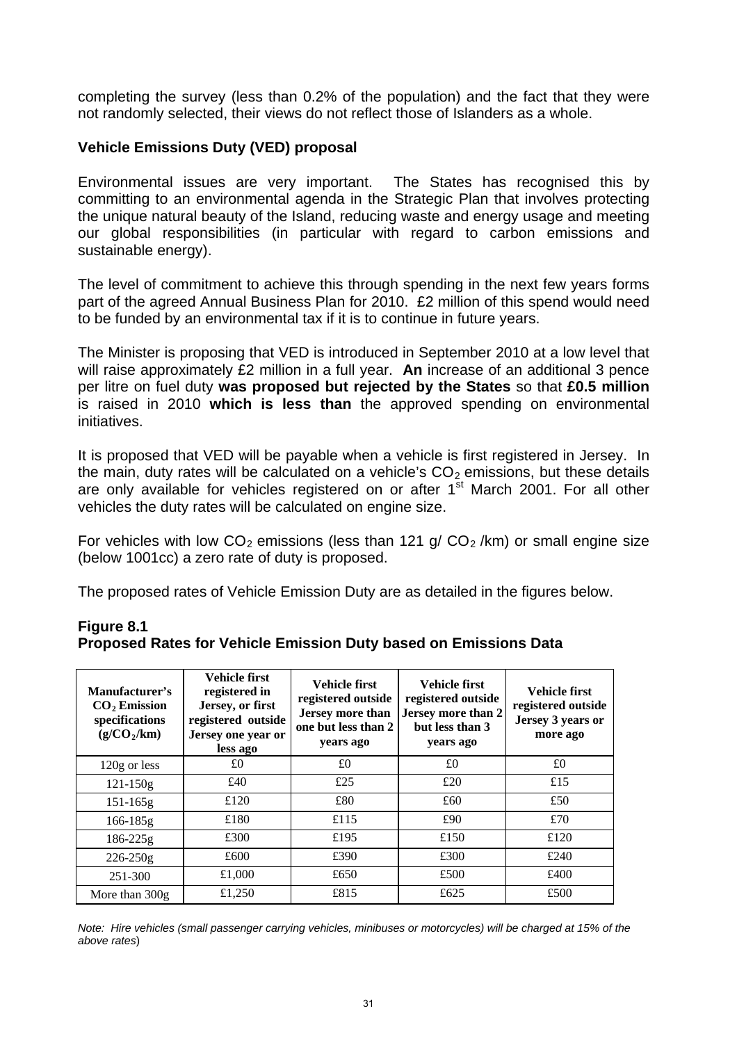completing the survey (less than 0.2% of the population) and the fact that they were not randomly selected, their views do not reflect those of Islanders as a whole.

### Vehicle Emissions Duty (VED) proposal

Environmental issues are very important. The States has recognised this by committing to an environmental agenda in the Strategic Plan that involves protecting the unique natural beauty of the Island, reducing waste and energy usage and meeting our global responsibilities (in particular with regard to carbon emissions and sustainable energy).

The level of commitment to achieve this through spending in the next few years forms part of the agreed Annual Business Plan for 2010. £2 million of this spend would need to be funded by an environmental tax if it is to continue in future years.

The Minister is proposing that VED is introduced in September 2010 at a low level that will raise approximately £2 million in a full year. **An** increase of an additional 3 pence per litre on fuel duty **was proposed but rejected by the States** so that **£0.5 million** is raised in 2010 **which is less than** the approved spending on environmental initiatives.

It is proposed that VED will be payable when a vehicle is first registered in Jersey. In the main, duty rates will be calculated on a vehicle's $CO_2$ emissions, but these details are only available for vehicles registered on or after 1st March 2001. For all other vehicles the duty rates will be calculated on engine size.

For vehicles with low $CO_2$ emissions (less than 121 g/ $CO_2$ /km) or small engine size (below 1001cc) a zero rate of duty is proposed.

The proposed rates of Vehicle Emission Duty are as detailed in the figures below.

**Figure 8.1**
**Proposed Rates for Vehicle Emission Duty based on Emissions Data**

| Manufacturer's $CO_2$ Emission specifications ($g/CO_2/km$) | Vehicle first registered in Jersey, or first registered outside Jersey one year or less ago | Vehicle first registered outside Jersey more than one but less than 2 years ago | Vehicle first registered outside Jersey more than 2 but less than 3 years ago | Vehicle first registered outside Jersey 3 years or more ago |
|---|---|---|---|---|
| 120g or less | £0 | £0 | £0 | £0 |
| 121-150g | £40 | £25 | £20 | £15 |
| 151-165g | £120 | £80 | £60 | £50 |
| 166-185g | £180 | £115 | £90 | £70 |
| 186-225g | £300 | £195 | £150 | £120 |
| 226-250g | £600 | £390 | £300 | £240 |
| 251-300 | £1,000 | £650 | £500 | £400 |
| More than 300g | £1,250 | £815 | £625 | £500 |

*Note: Hire vehicles (small passenger carrying vehicles, minibuses or motorcycles) will be charged at 15% of the above rates*)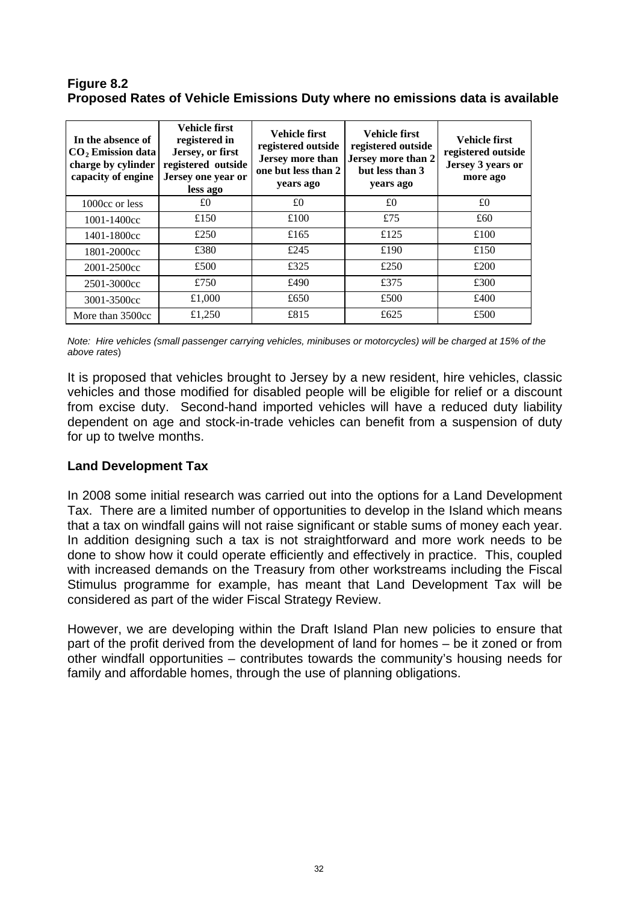**Figure 8.2**
**Proposed Rates of Vehicle Emissions Duty where no emissions data is available**

| In the absence of $CO_2$ Emission data charge by cylinder capacity of engine | Vehicle first registered in Jersey, or first registered outside Jersey one year or less ago | Vehicle first registered outside Jersey more than one but less than 2 years ago | Vehicle first registered outside Jersey more than 2 but less than 3 years ago | Vehicle first registered outside Jersey 3 years or more ago |
|---|---|---|---|---|
| 1000cc or less | £0 | £0 | £0 | £0 |
| 1001-1400cc | £150 | £100 | £75 | £60 |
| 1401-1800cc | £250 | £165 | £125 | £100 |
| 1801-2000cc | £380 | £245 | £190 | £150 |
| 2001-2500cc | £500 | £325 | £250 | £200 |
| 2501-3000cc | £750 | £490 | £375 | £300 |
| 3001-3500cc | £1,000 | £650 | £500 | £400 |
| More than 3500cc | £1,250 | £815 | £625 | £500 |

*Note: Hire vehicles (small passenger carrying vehicles, minibuses or motorcycles) will be charged at 15% of the above rates*)

It is proposed that vehicles brought to Jersey by a new resident, hire vehicles, classic vehicles and those modified for disabled people will be eligible for relief or a discount from excise duty. Second-hand imported vehicles will have a reduced duty liability dependent on age and stock-in-trade vehicles can benefit from a suspension of duty for up to twelve months.

**Land Development Tax**

In 2008 some initial research was carried out into the options for a Land Development Tax. There are a limited number of opportunities to develop in the Island which means that a tax on windfall gains will not raise significant or stable sums of money each year. In addition designing such a tax is not straightforward and more work needs to be done to show how it could operate efficiently and effectively in practice. This, coupled with increased demands on the Treasury from other workstreams including the Fiscal Stimulus programme for example, has meant that Land Development Tax will be considered as part of the wider Fiscal Strategy Review.

However, we are developing within the Draft Island Plan new policies to ensure that part of the profit derived from the development of land for homes – be it zoned or from other windfall opportunities – contributes towards the community's housing needs for family and affordable homes, through the use of planning obligations.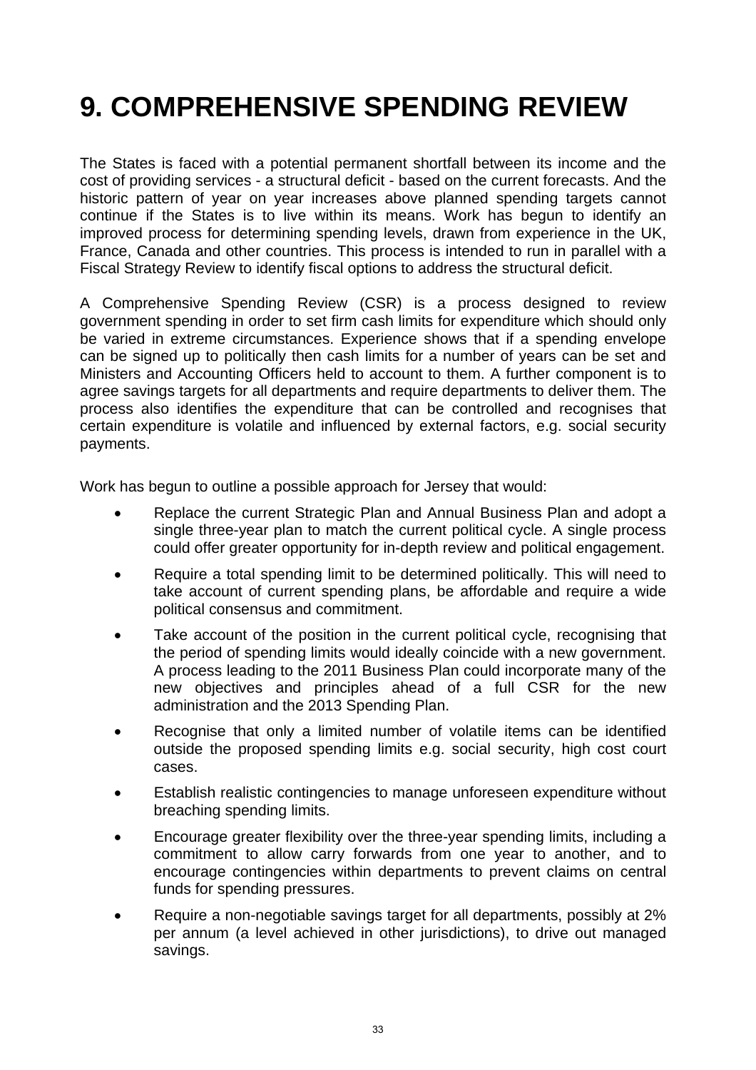# 9. COMPREHENSIVE SPENDING REVIEW

The States is faced with a potential permanent shortfall between its income and the cost of providing services - a structural deficit - based on the current forecasts. And the historic pattern of year on year increases above planned spending targets cannot continue if the States is to live within its means. Work has begun to identify an improved process for determining spending levels, drawn from experience in the UK, France, Canada and other countries. This process is intended to run in parallel with a Fiscal Strategy Review to identify fiscal options to address the structural deficit.

A Comprehensive Spending Review (CSR) is a process designed to review government spending in order to set firm cash limits for expenditure which should only be varied in extreme circumstances. Experience shows that if a spending envelope can be signed up to politically then cash limits for a number of years can be set and Ministers and Accounting Officers held to account to them. A further component is to agree savings targets for all departments and require departments to deliver them. The process also identifies the expenditure that can be controlled and recognises that certain expenditure is volatile and influenced by external factors, e.g. social security payments.

Work has begun to outline a possible approach for Jersey that would:

- Replace the current Strategic Plan and Annual Business Plan and adopt a single three-year plan to match the current political cycle. A single process could offer greater opportunity for in-depth review and political engagement.
- Require a total spending limit to be determined politically. This will need to take account of current spending plans, be affordable and require a wide political consensus and commitment.
- Take account of the position in the current political cycle, recognising that the period of spending limits would ideally coincide with a new government. A process leading to the 2011 Business Plan could incorporate many of the new objectives and principles ahead of a full CSR for the new administration and the 2013 Spending Plan.
- Recognise that only a limited number of volatile items can be identified outside the proposed spending limits e.g. social security, high cost court cases.
- Establish realistic contingencies to manage unforeseen expenditure without breaching spending limits.
- Encourage greater flexibility over the three-year spending limits, including a commitment to allow carry forwards from one year to another, and to encourage contingencies within departments to prevent claims on central funds for spending pressures.
- Require a non-negotiable savings target for all departments, possibly at 2% per annum (a level achieved in other jurisdictions), to drive out managed savings.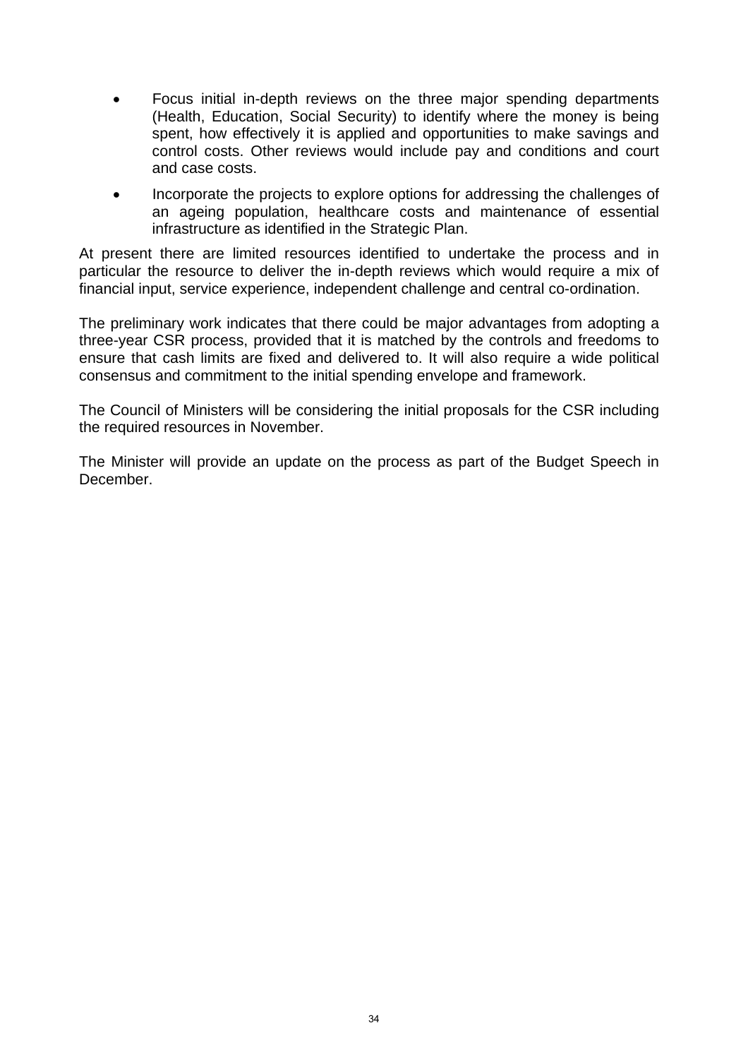- Focus initial in-depth reviews on the three major spending departments (Health, Education, Social Security) to identify where the money is being spent, how effectively it is applied and opportunities to make savings and control costs. Other reviews would include pay and conditions and court and case costs.
- Incorporate the projects to explore options for addressing the challenges of an ageing population, healthcare costs and maintenance of essential infrastructure as identified in the Strategic Plan.

At present there are limited resources identified to undertake the process and in particular the resource to deliver the in-depth reviews which would require a mix of financial input, service experience, independent challenge and central co-ordination.

The preliminary work indicates that there could be major advantages from adopting a three-year CSR process, provided that it is matched by the controls and freedoms to ensure that cash limits are fixed and delivered to. It will also require a wide political consensus and commitment to the initial spending envelope and framework.

The Council of Ministers will be considering the initial proposals for the CSR including the required resources in November.

The Minister will provide an update on the process as part of the Budget Speech in December.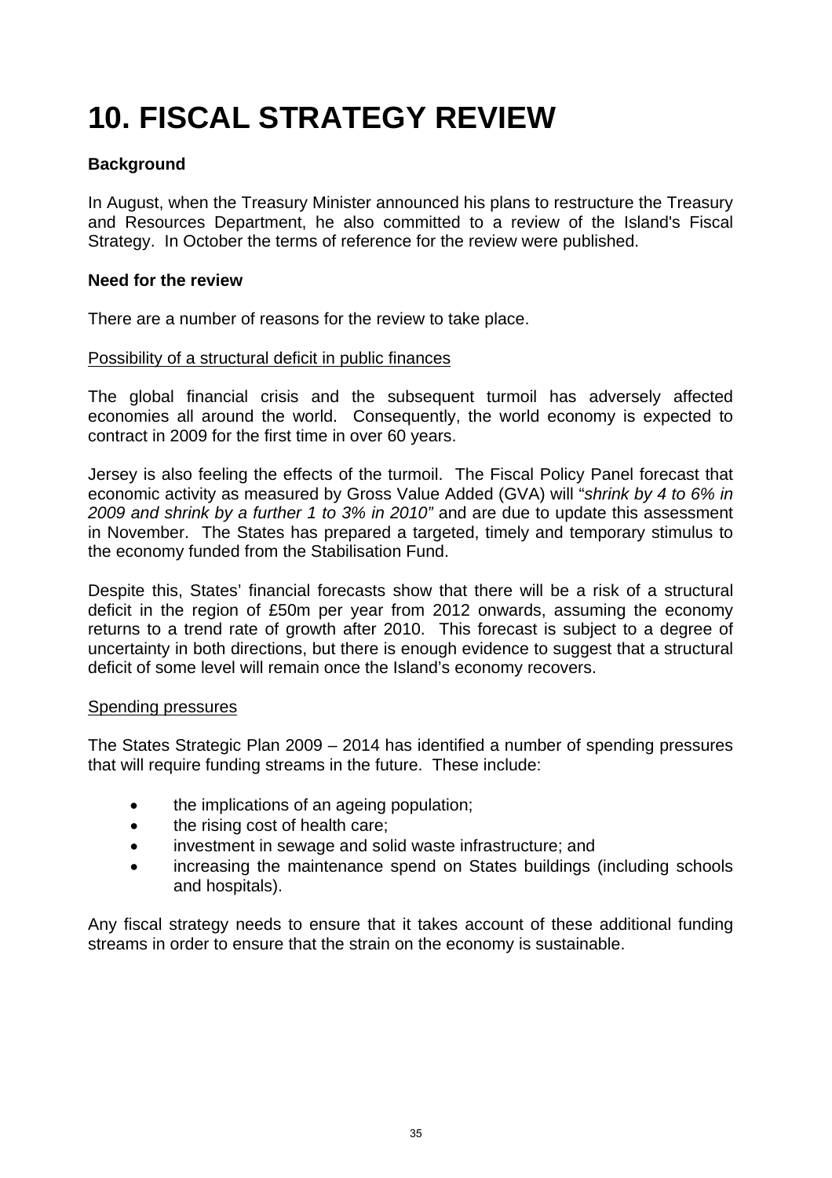# 10. FISCAL STRATEGY REVIEW

**Background**

In August, when the Treasury Minister announced his plans to restructure the Treasury and Resources Department, he also committed to a review of the Island's Fiscal Strategy. In October the terms of reference for the review were published.

**Need for the review**

There are a number of reasons for the review to take place.

<u>Possibility of a structural deficit in public finances</u>

The global financial crisis and the subsequent turmoil has adversely affected economies all around the world. Consequently, the world economy is expected to contract in 2009 for the first time in over 60 years.

Jersey is also feeling the effects of the turmoil. The Fiscal Policy Panel forecast that economic activity as measured by Gross Value Added (GVA) will "*shrink by 4 to 6% in 2009 and shrink by a further 1 to 3% in 2010"* and are due to update this assessment in November. The States has prepared a targeted, timely and temporary stimulus to the economy funded from the Stabilisation Fund.

Despite this, States' financial forecasts show that there will be a risk of a structural deficit in the region of £50m per year from 2012 onwards, assuming the economy returns to a trend rate of growth after 2010. This forecast is subject to a degree of uncertainty in both directions, but there is enough evidence to suggest that a structural deficit of some level will remain once the Island's economy recovers.

<u>Spending pressures</u>

The States Strategic Plan 2009 – 2014 has identified a number of spending pressures that will require funding streams in the future. These include:

- the implications of an ageing population;
- the rising cost of health care;
- investment in sewage and solid waste infrastructure; and
- increasing the maintenance spend on States buildings (including schools and hospitals).

Any fiscal strategy needs to ensure that it takes account of these additional funding streams in order to ensure that the strain on the economy is sustainable.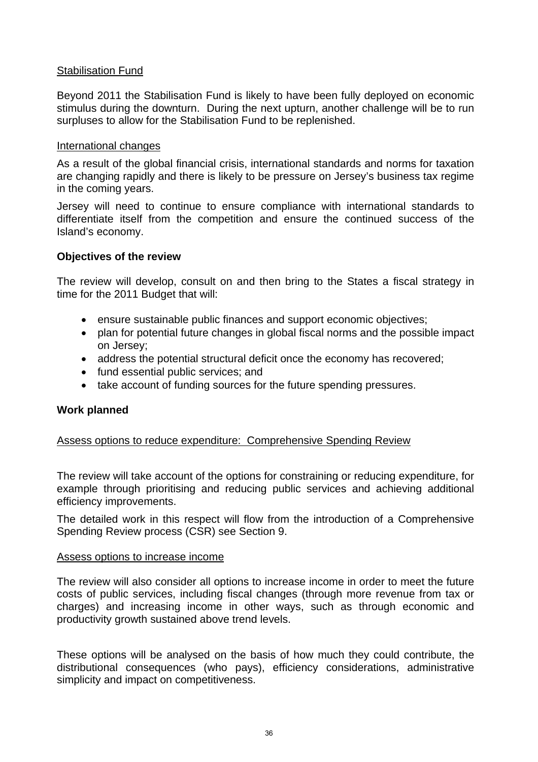Stabilisation Fund

Beyond 2011 the Stabilisation Fund is likely to have been fully deployed on economic stimulus during the downturn. During the next upturn, another challenge will be to run surpluses to allow for the Stabilisation Fund to be replenished.

International changes

As a result of the global financial crisis, international standards and norms for taxation are changing rapidly and there is likely to be pressure on Jersey's business tax regime in the coming years.

Jersey will need to continue to ensure compliance with international standards to differentiate itself from the competition and ensure the continued success of the Island's economy.

**Objectives of the review**

The review will develop, consult on and then bring to the States a fiscal strategy in time for the 2011 Budget that will:

- ensure sustainable public finances and support economic objectives;
- plan for potential future changes in global fiscal norms and the possible impact on Jersey;
- address the potential structural deficit once the economy has recovered;
- fund essential public services; and
- take account of funding sources for the future spending pressures.

**Work planned**

Assess options to reduce expenditure: Comprehensive Spending Review

The review will take account of the options for constraining or reducing expenditure, for example through prioritising and reducing public services and achieving additional efficiency improvements.

The detailed work in this respect will flow from the introduction of a Comprehensive Spending Review process (CSR) see Section 9.

Assess options to increase income

The review will also consider all options to increase income in order to meet the future costs of public services, including fiscal changes (through more revenue from tax or charges) and increasing income in other ways, such as through economic and productivity growth sustained above trend levels.

These options will be analysed on the basis of how much they could contribute, the distributional consequences (who pays), efficiency considerations, administrative simplicity and impact on competitiveness.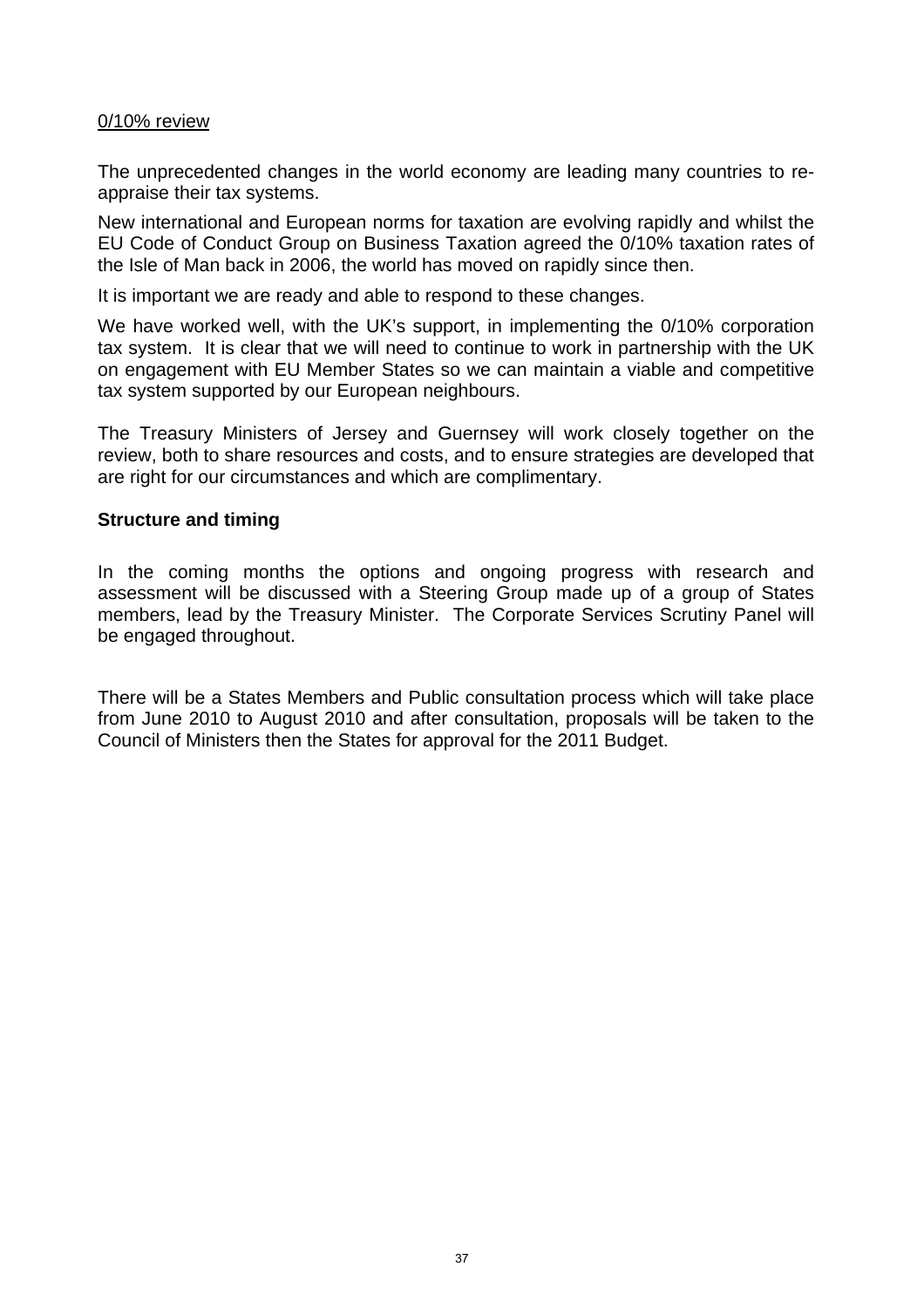0/10% review

The unprecedented changes in the world economy are leading many countries to re-appraise their tax systems.

New international and European norms for taxation are evolving rapidly and whilst the EU Code of Conduct Group on Business Taxation agreed the 0/10% taxation rates of the Isle of Man back in 2006, the world has moved on rapidly since then.

It is important we are ready and able to respond to these changes.

We have worked well, with the UK's support, in implementing the 0/10% corporation tax system. It is clear that we will need to continue to work in partnership with the UK on engagement with EU Member States so we can maintain a viable and competitive tax system supported by our European neighbours.

The Treasury Ministers of Jersey and Guernsey will work closely together on the review, both to share resources and costs, and to ensure strategies are developed that are right for our circumstances and which are complimentary.

**Structure and timing**

In the coming months the options and ongoing progress with research and assessment will be discussed with a Steering Group made up of a group of States members, lead by the Treasury Minister. The Corporate Services Scrutiny Panel will be engaged throughout.

There will be a States Members and Public consultation process which will take place from June 2010 to August 2010 and after consultation, proposals will be taken to the Council of Ministers then the States for approval for the 2011 Budget.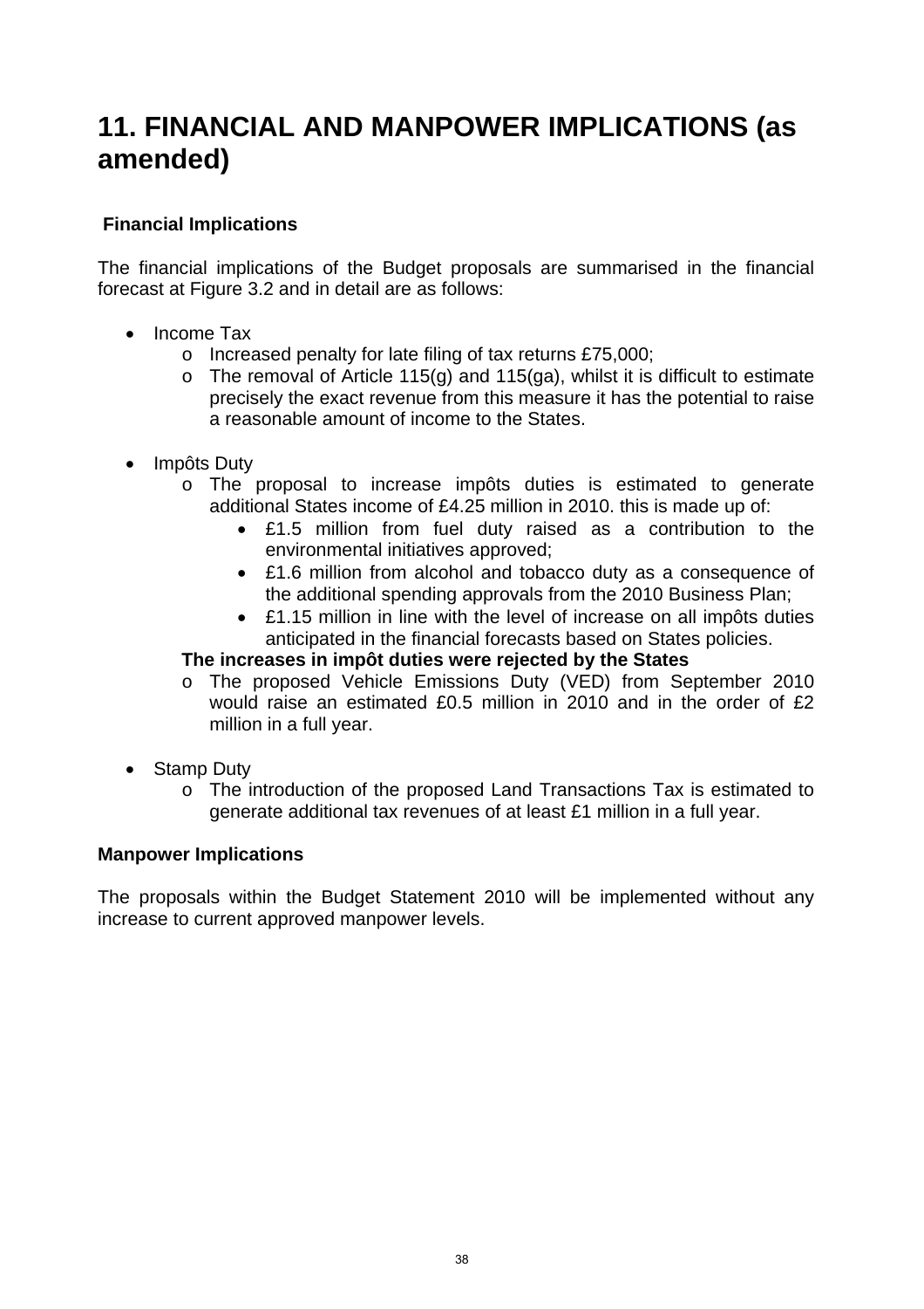# 11. FINANCIAL AND MANPOWER IMPLICATIONS (as amended)

**Financial Implications**

The financial implications of the Budget proposals are summarised in the financial forecast at Figure 3.2 and in detail are as follows:

- Income Tax
  - Increased penalty for late filing of tax returns £75,000;
  - The removal of Article 115(g) and 115(ga), whilst it is difficult to estimate precisely the exact revenue from this measure it has the potential to raise a reasonable amount of income to the States.

- Impôts Duty
  - The proposal to increase impôts duties is estimated to generate additional States income of £4.25 million in 2010. this is made up of:
    - £1.5 million from fuel duty raised as a contribution to the environmental initiatives approved;
    - £1.6 million from alcohol and tobacco duty as a consequence of the additional spending approvals from the 2010 Business Plan;
    - £1.15 million in line with the level of increase on all impôts duties anticipated in the financial forecasts based on States policies.

    **The increases in impôt duties were rejected by the States**
  - The proposed Vehicle Emissions Duty (VED) from September 2010 would raise an estimated £0.5 million in 2010 and in the order of £2 million in a full year.

- Stamp Duty
  - The introduction of the proposed Land Transactions Tax is estimated to generate additional tax revenues of at least £1 million in a full year.

**Manpower Implications**

The proposals within the Budget Statement 2010 will be implemented without any increase to current approved manpower levels.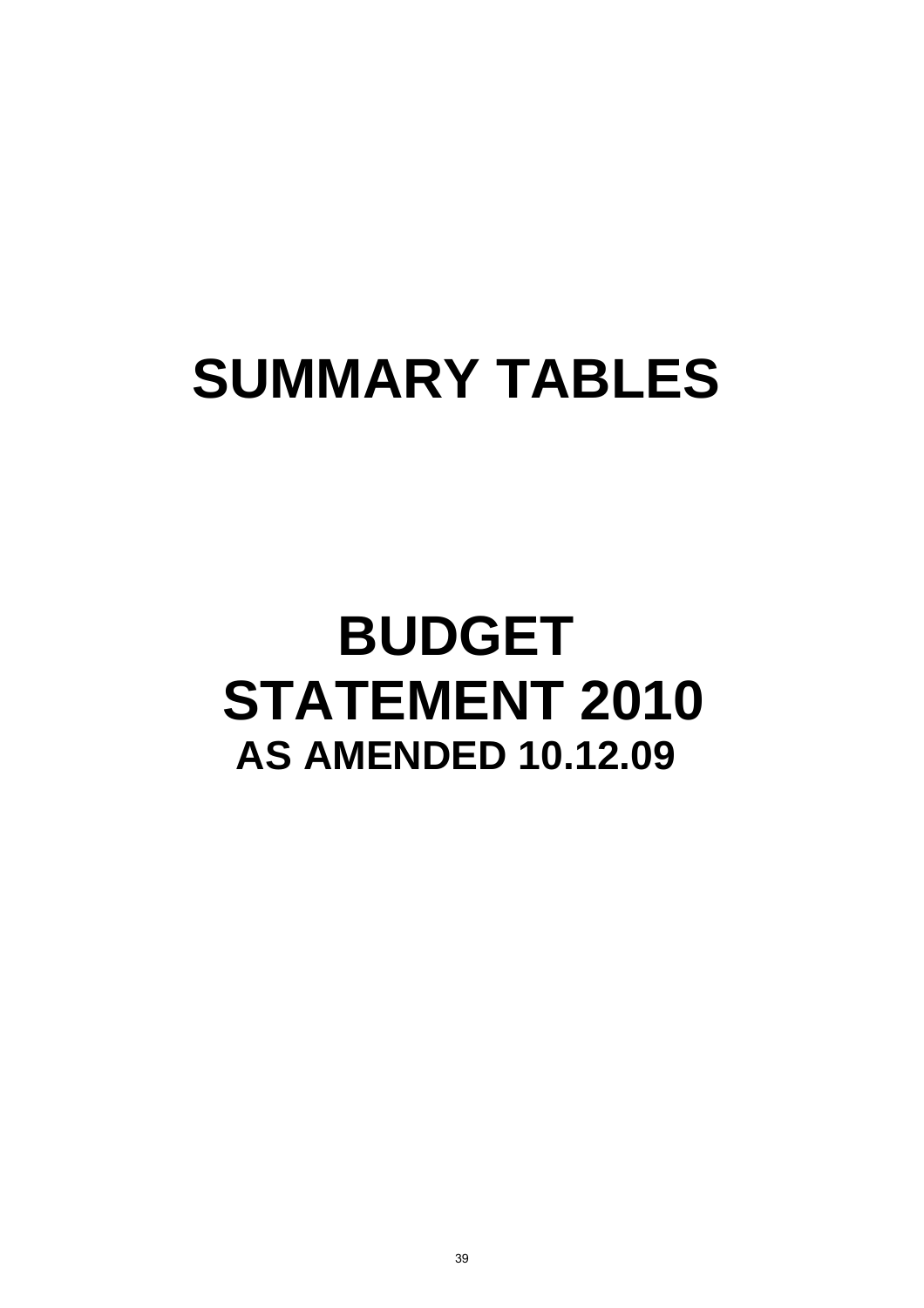# SUMMARY TABLES

# BUDGET STATEMENT 2010

## AS AMENDED 10.12.09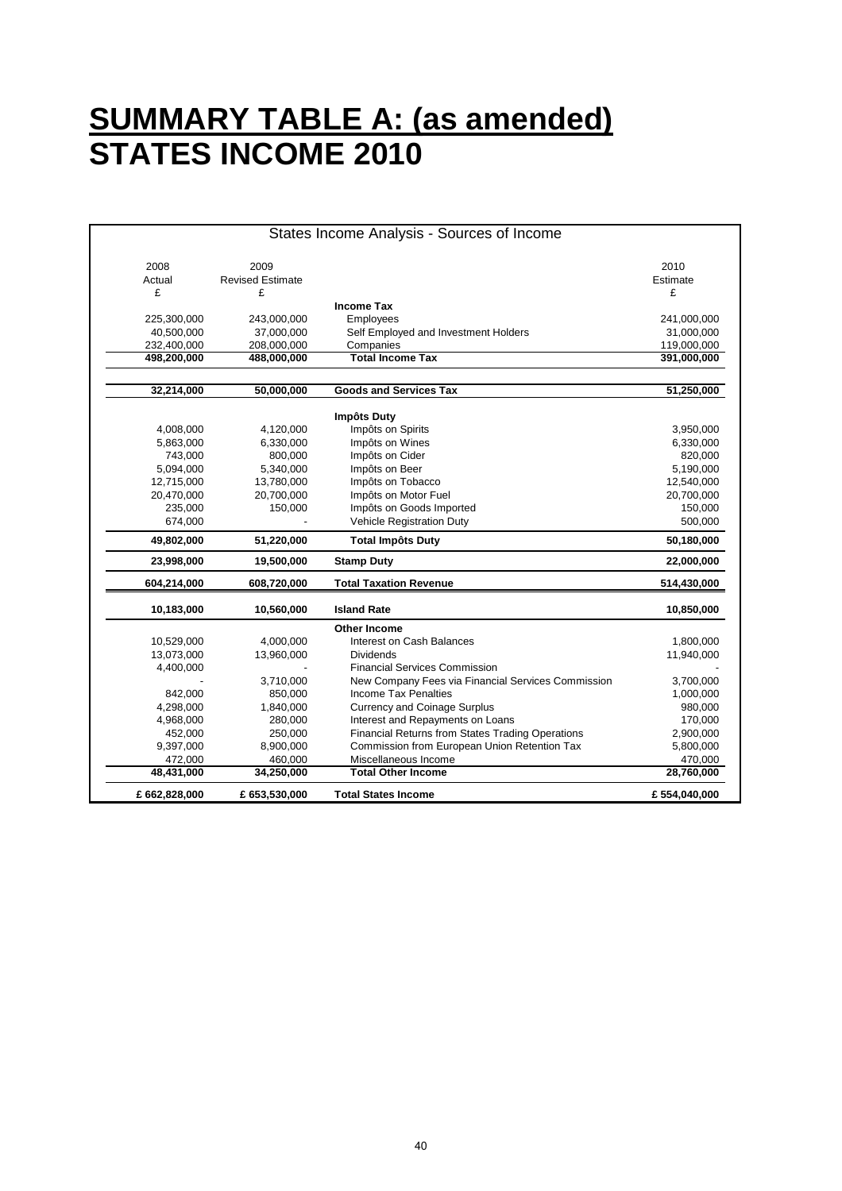# **SUMMARY TABLE A: (as amended)**
# **STATES INCOME 2010**

States Income Analysis - Sources of Income

| 2008 Actual £ | 2009 Revised Estimate £ | | 2010 Estimate £ |
|---|---|---|---|
| | | **Income Tax** | |
| 225,300,000 | 243,000,000 | Employees | 241,000,000 |
| 40,500,000 | 37,000,000 | Self Employed and Investment Holders | 31,000,000 |
| 232,400,000 | 208,000,000 | Companies | 119,000,000 |
| **498,200,000** | **488,000,000** | **Total Income Tax** | **391,000,000** |
| **32,214,000** | **50,000,000** | **Goods and Services Tax** | **51,250,000** |
| | | **Impôts Duty** | |
| 4,008,000 | 4,120,000 | Impôts on Spirits | 3,950,000 |
| 5,863,000 | 6,330,000 | Impôts on Wines | 6,330,000 |
| 743,000 | 800,000 | Impôts on Cider | 820,000 |
| 5,094,000 | 5,340,000 | Impôts on Beer | 5,190,000 |
| 12,715,000 | 13,780,000 | Impôts on Tobacco | 12,540,000 |
| 20,470,000 | 20,700,000 | Impôts on Motor Fuel | 20,700,000 |
| 235,000 | 150,000 | Impôts on Goods Imported | 150,000 |
| 674,000 | - | Vehicle Registration Duty | 500,000 |
| **49,802,000** | **51,220,000** | **Total Impôts Duty** | **50,180,000** |
| **23,998,000** | **19,500,000** | **Stamp Duty** | **22,000,000** |
| **604,214,000** | **608,720,000** | **Total Taxation Revenue** | **514,430,000** |
| **10,183,000** | **10,560,000** | **Island Rate** | **10,850,000** |
| | | **Other Income** | |
| 10,529,000 | 4,000,000 | Interest on Cash Balances | 1,800,000 |
| 13,073,000 | 13,960,000 | Dividends | 11,940,000 |
| 4,400,000 | - | Financial Services Commission | - |
| - | 3,710,000 | New Company Fees via Financial Services Commission | 3,700,000 |
| 842,000 | 850,000 | Income Tax Penalties | 1,000,000 |
| 4,298,000 | 1,840,000 | Currency and Coinage Surplus | 980,000 |
| 4,968,000 | 280,000 | Interest and Repayments on Loans | 170,000 |
| 452,000 | 250,000 | Financial Returns from States Trading Operations | 2,900,000 |
| 9,397,000 | 8,900,000 | Commission from European Union Retention Tax | 5,800,000 |
| 472,000 | 460,000 | Miscellaneous Income | 470,000 |
| **48,431,000** | **34,250,000** | **Total Other Income** | **28,760,000** |
| **£ 662,828,000** | **£ 653,530,000** | **Total States Income** | **£ 554,040,000** |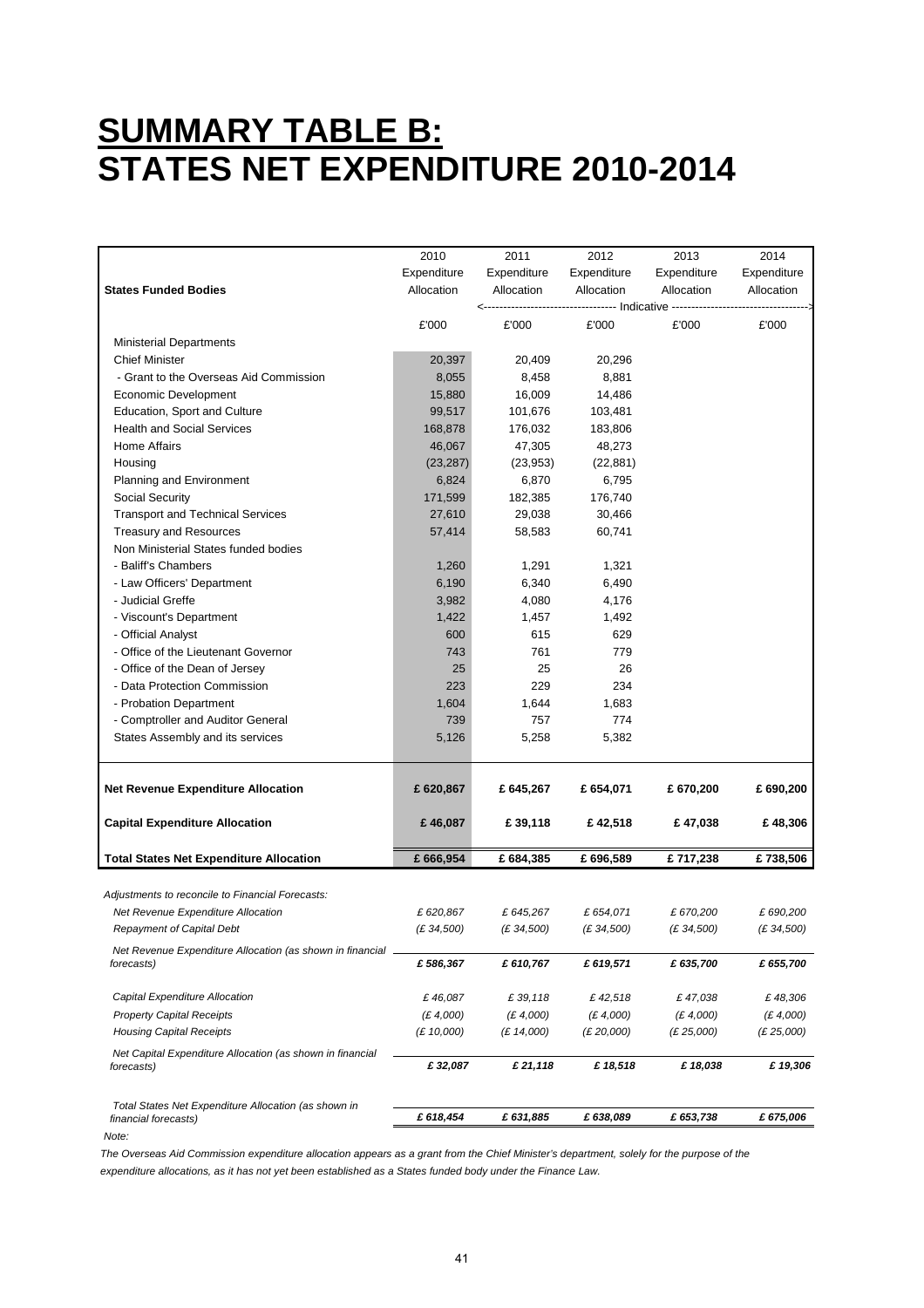# SUMMARY TABLE B:
# STATES NET EXPENDITURE 2010-2014

| States Funded Bodies | 2010 Expenditure Allocation | 2011 Expenditure Allocation | 2012 Expenditure Allocation | 2013 Expenditure Allocation | 2014 Expenditure Allocation |
|---|---|---|---|---|---|
| | | <------ Indicative | | | ------> |
| | £'000 | £'000 | £'000 | £'000 | £'000 |
| Ministerial Departments | | | | | |
| Chief Minister | 20,397 | 20,409 | 20,296 | | |
| - Grant to the Overseas Aid Commission | 8,055 | 8,458 | 8,881 | | |
| Economic Development | 15,880 | 16,009 | 14,486 | | |
| Education, Sport and Culture | 99,517 | 101,676 | 103,481 | | |
| Health and Social Services | 168,878 | 176,032 | 183,806 | | |
| Home Affairs | 46,067 | 47,305 | 48,273 | | |
| Housing | (23,287) | (23,953) | (22,881) | | |
| Planning and Environment | 6,824 | 6,870 | 6,795 | | |
| Social Security | 171,599 | 182,385 | 176,740 | | |
| Transport and Technical Services | 27,610 | 29,038 | 30,466 | | |
| Treasury and Resources | 57,414 | 58,583 | 60,741 | | |
| Non Ministerial States funded bodies | | | | | |
| - Baliff's Chambers | 1,260 | 1,291 | 1,321 | | |
| - Law Officers' Department | 6,190 | 6,340 | 6,490 | | |
| - Judicial Greffe | 3,982 | 4,080 | 4,176 | | |
| - Viscount's Department | 1,422 | 1,457 | 1,492 | | |
| - Official Analyst | 600 | 615 | 629 | | |
| - Office of the Lieutenant Governor | 743 | 761 | 779 | | |
| - Office of the Dean of Jersey | 25 | 25 | 26 | | |
| - Data Protection Commission | 223 | 229 | 234 | | |
| - Probation Department | 1,604 | 1,644 | 1,683 | | |
| - Comptroller and Auditor General | 739 | 757 | 774 | | |
| States Assembly and its services | 5,126 | 5,258 | 5,382 | | |
| **Net Revenue Expenditure Allocation** | **£ 620,867** | **£ 645,267** | **£ 654,071** | **£ 670,200** | **£ 690,200** |
| **Capital Expenditure Allocation** | **£ 46,087** | **£ 39,118** | **£ 42,518** | **£ 47,038** | **£ 48,306** |
| **Total States Net Expenditure Allocation** | **£ 666,954** | **£ 684,385** | **£ 696,589** | **£ 717,238** | **£ 738,506** |

| *Adjustments to reconcile to Financial Forecasts:* | | | | | |
|---|---|---|---|---|---|
| *Net Revenue Expenditure Allocation* | *£ 620,867* | *£ 645,267* | *£ 654,071* | *£ 670,200* | *£ 690,200* |
| *Repayment of Capital Debt* | *(£ 34,500)* | *(£ 34,500)* | *(£ 34,500)* | *(£ 34,500)* | *(£ 34,500)* |
| *Net Revenue Expenditure Allocation (as shown in financial forecasts)* | ***£ 586,367*** | ***£ 610,767*** | ***£ 619,571*** | ***£ 635,700*** | ***£ 655,700*** |
| *Capital Expenditure Allocation* | *£ 46,087* | *£ 39,118* | *£ 42,518* | *£ 47,038* | *£ 48,306* |
| *Property Capital Receipts* | *(£ 4,000)* | *(£ 4,000)* | *(£ 4,000)* | *(£ 4,000)* | *(£ 4,000)* |
| *Housing Capital Receipts* | *(£ 10,000)* | *(£ 14,000)* | *(£ 20,000)* | *(£ 25,000)* | *(£ 25,000)* |
| *Net Capital Expenditure Allocation (as shown in financial forecasts)* | ***£ 32,087*** | ***£ 21,118*** | ***£ 18,518*** | ***£ 18,038*** | ***£ 19,306*** |
| *Total States Net Expenditure Allocation (as shown in financial forecasts)* | ***£ 618,454*** | ***£ 631,885*** | ***£ 638,089*** | ***£ 653,738*** | ***£ 675,006*** |

*Note:*

*The Overseas Aid Commission expenditure allocation appears as a grant from the Chief Minister's department, solely for the purpose of the expenditure allocations, as it has not yet been established as a States funded body under the Finance Law.*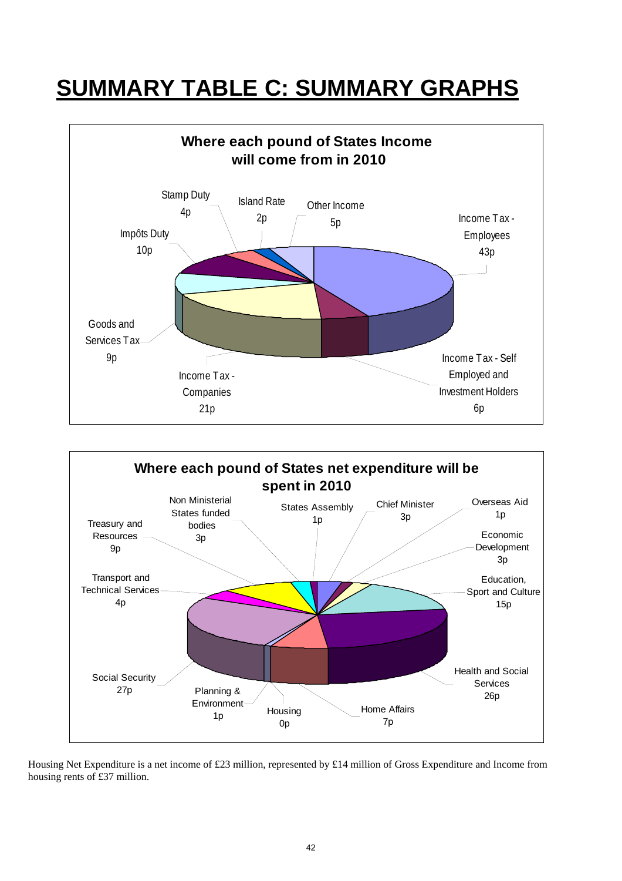# SUMMARY TABLE C: SUMMARY GRAPHS

**Where each pound of States Income will come from in 2010**

| Source | Amount |
|---|---|
| Income Tax - Employees | 43p |
| Income Tax - Self Employed and Investment Holders | 6p |
| Income Tax - Companies | 21p |
| Goods and Services Tax | 9p |
| Impôts Duty | 10p |
| Stamp Duty | 4p |
| Island Rate | 2p |
| Other Income | 5p |

**Where each pound of States net expenditure will be spent in 2010**

| Department | Amount |
|---|---|
| States Assembly | 1p |
| Chief Minister | 3p |
| Overseas Aid | 1p |
| Economic Development | 3p |
| Education, Sport and Culture | 15p |
| Health and Social Services | 26p |
| Home Affairs | 7p |
| Housing | 0p |
| Planning & Environment | 1p |
| Social Security | 27p |
| Transport and Technical Services | 4p |
| Treasury and Resources | 9p |
| Non Ministerial States funded bodies | 3p |

Housing Net Expenditure is a net income of £23 million, represented by £14 million of Gross Expenditure and Income from housing rents of £37 million.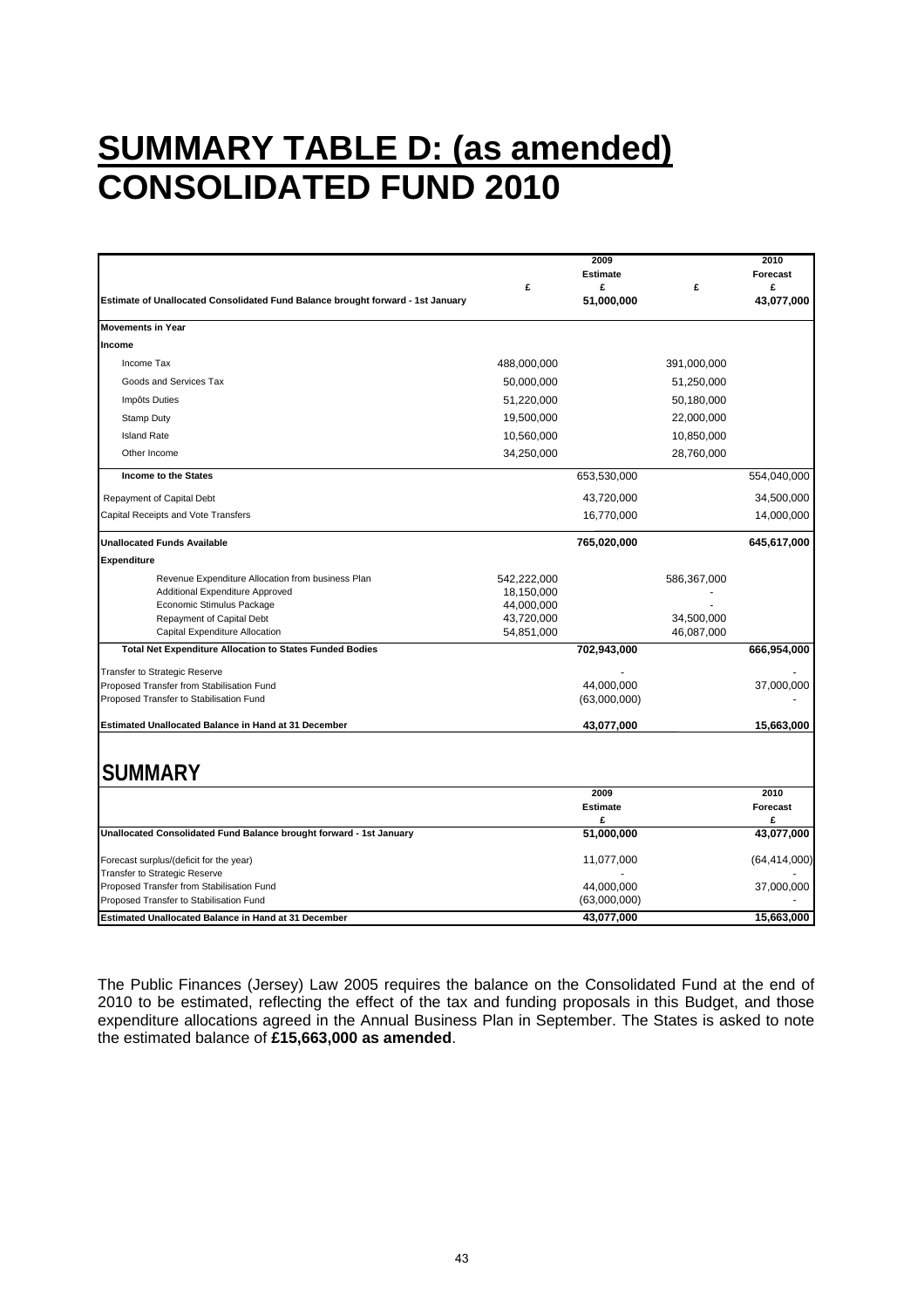# SUMMARY TABLE D: (as amended)
# CONSOLIDATED FUND 2010

| | £ | 2009 Estimate £ | £ | 2010 Forecast £ |
|---|---|---|---|---|
| **Estimate of Unallocated Consolidated Fund Balance brought forward - 1st January** | | **51,000,000** | | **43,077,000** |
| **Movements in Year** | | | | |
| **Income** | | | | |
| Income Tax | 488,000,000 | | 391,000,000 | |
| Goods and Services Tax | 50,000,000 | | 51,250,000 | |
| Impôts Duties | 51,220,000 | | 50,180,000 | |
| Stamp Duty | 19,500,000 | | 22,000,000 | |
| Island Rate | 10,560,000 | | 10,850,000 | |
| Other Income | 34,250,000 | | 28,760,000 | |
| **Income to the States** | | 653,530,000 | | 554,040,000 |
| Repayment of Capital Debt | | 43,720,000 | | 34,500,000 |
| Capital Receipts and Vote Transfers | | 16,770,000 | | 14,000,000 |
| **Unallocated Funds Available** | | **765,020,000** | | **645,617,000** |
| **Expenditure** | | | | |
| Revenue Expenditure Allocation from business Plan | 542,222,000 | | 586,367,000 | |
| Additional Expenditure Approved | 18,150,000 | | - | |
| Economic Stimulus Package | 44,000,000 | | - | |
| Repayment of Capital Debt | 43,720,000 | | 34,500,000 | |
| Capital Expenditure Allocation | 54,851,000 | | 46,087,000 | |
| **Total Net Expenditure Allocation to States Funded Bodies** | | **702,943,000** | | **666,954,000** |
| Transfer to Strategic Reserve | | - | | - |
| Proposed Transfer from Stabilisation Fund | | 44,000,000 | | 37,000,000 |
| Proposed Transfer to Stabilisation Fund | | (63,000,000) | | - |
| **Estimated Unallocated Balance in Hand at 31 December** | | **43,077,000** | | **15,663,000** |

## SUMMARY

| | 2009 Estimate £ | 2010 Forecast £ |
|---|---|---|
| **Unallocated Consolidated Fund Balance brought forward - 1st January** | **51,000,000** | **43,077,000** |
| Forecast surplus/(deficit for the year) | 11,077,000 | (64,414,000) |
| Transfer to Strategic Reserve | - | - |
| Proposed Transfer from Stabilisation Fund | 44,000,000 | 37,000,000 |
| Proposed Transfer to Stabilisation Fund | (63,000,000) | - |
| **Estimated Unallocated Balance in Hand at 31 December** | **43,077,000** | **15,663,000** |

The Public Finances (Jersey) Law 2005 requires the balance on the Consolidated Fund at the end of 2010 to be estimated, reflecting the effect of the tax and funding proposals in this Budget, and those expenditure allocations agreed in the Annual Business Plan in September. The States is asked to note the estimated balance of **£15,663,000 as amended**.